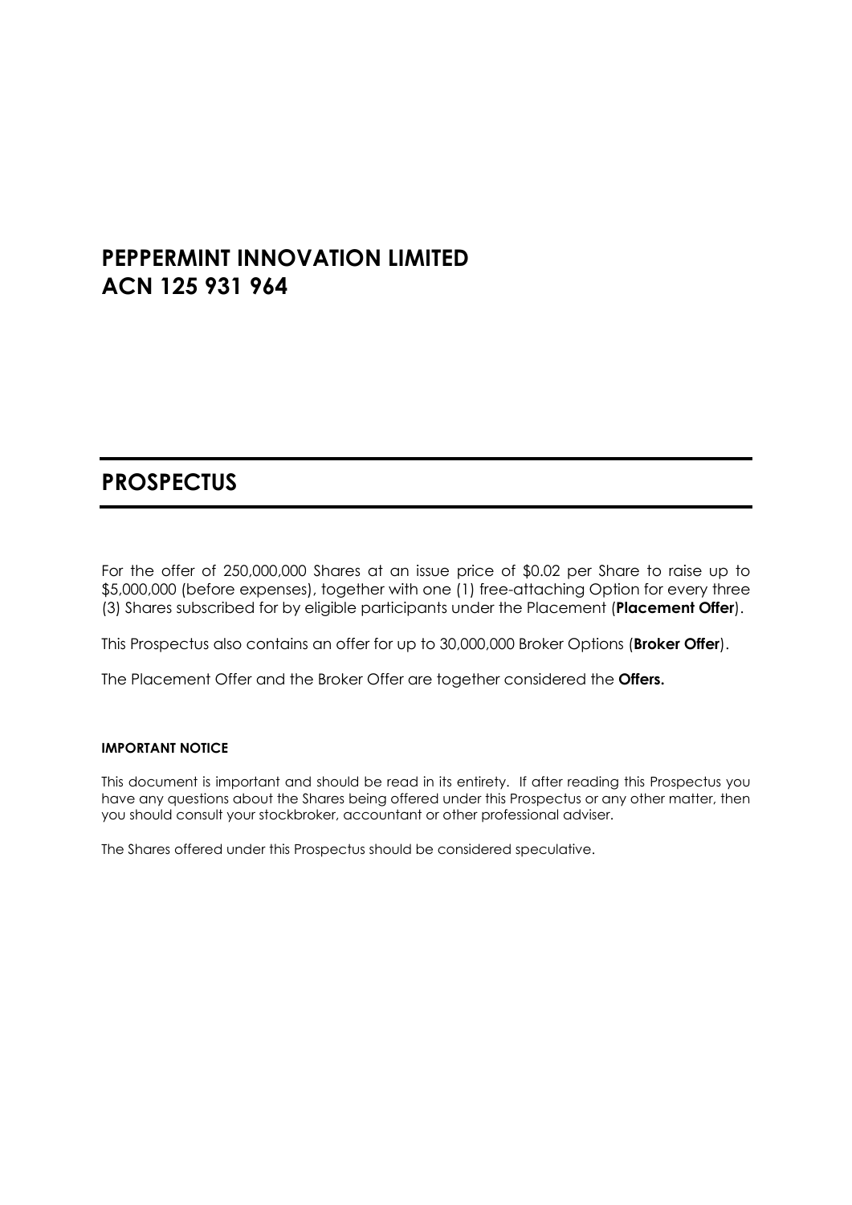# PEPPERMINT INNOVATION LIMITED
# ACN 125 931 964

# PROSPECTUS

For the offer of 250,000,000 Shares at an issue price of $0.02 per Share to raise up to $5,000,000 (before expenses), together with one (1) free-attaching Option for every three (3) Shares subscribed for by eligible participants under the Placement (**Placement Offer**).

This Prospectus also contains an offer for up to 30,000,000 Broker Options (**Broker Offer**).

The Placement Offer and the Broker Offer are together considered the **Offers.**

#### IMPORTANT NOTICE

This document is important and should be read in its entirety. If after reading this Prospectus you have any questions about the Shares being offered under this Prospectus or any other matter, then you should consult your stockbroker, accountant or other professional adviser.

The Shares offered under this Prospectus should be considered speculative.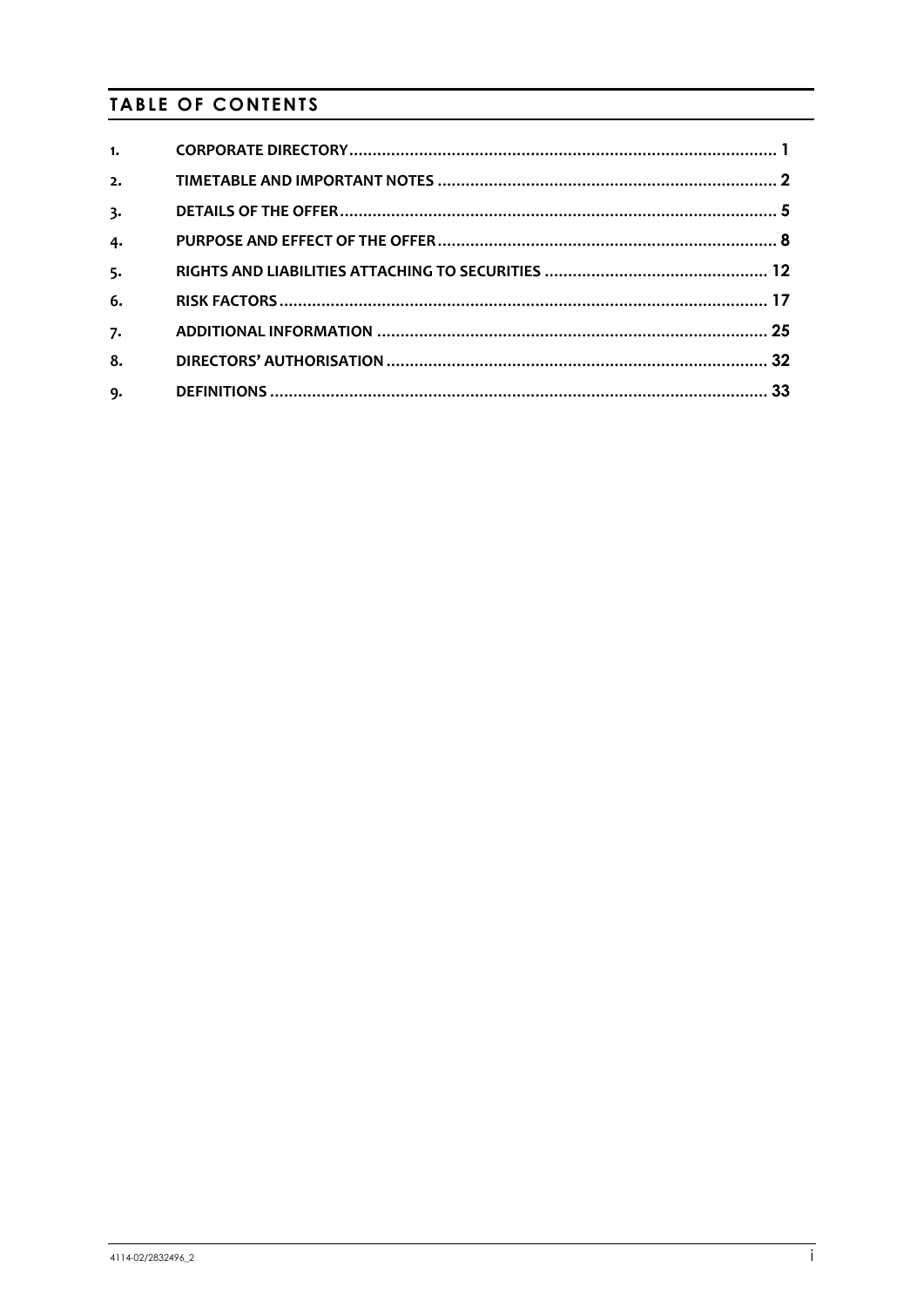# TABLE OF CONTENTS

| | | |
|---|---|---|
| 1. | **CORPORATE DIRECTORY** | **1** |
| 2. | **TIMETABLE AND IMPORTANT NOTES** | **2** |
| 3. | **DETAILS OF THE OFFER** | **5** |
| 4. | **PURPOSE AND EFFECT OF THE OFFER** | **8** |
| 5. | **RIGHTS AND LIABILITIES ATTACHING TO SECURITIES** | **12** |
| 6. | **RISK FACTORS** | **17** |
| 7. | **ADDITIONAL INFORMATION** | **25** |
| 8. | **DIRECTORS' AUTHORISATION** | **32** |
| 9. | **DEFINITIONS** | **33** |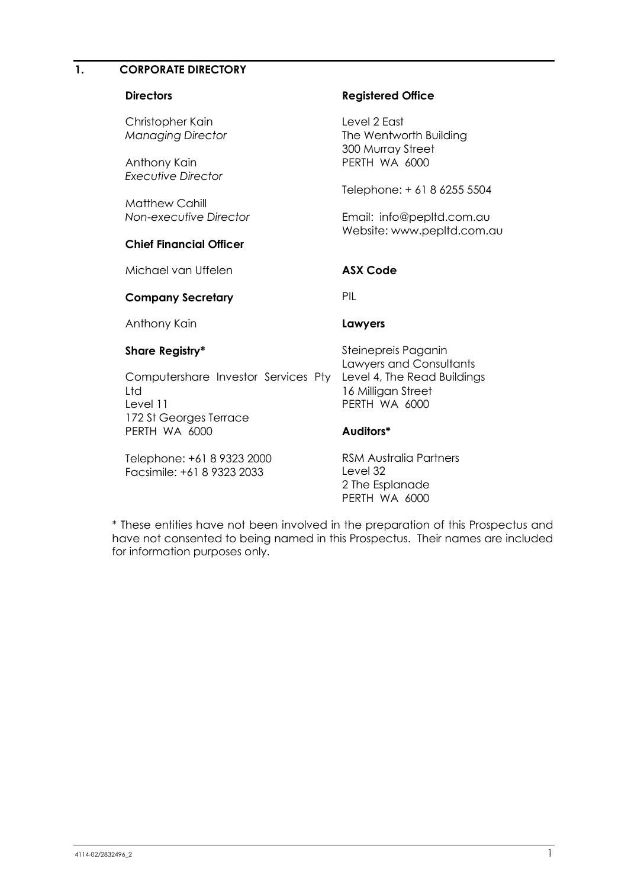## 1. CORPORATE DIRECTORY

**Directors**

Christopher Kain
*Managing Director*

Anthony Kain
*Executive Director*

Matthew Cahill
*Non-executive Director*

**Chief Financial Officer**

Michael van Uffelen

**Company Secretary**

Anthony Kain

**Share Registry***

Computershare Investor Services Pty Ltd
Level 11
172 St Georges Terrace
PERTH WA 6000

Telephone: +61 8 9323 2000
Facsimile: +61 8 9323 2033

**Registered Office**

Level 2 East
The Wentworth Building
300 Murray Street
PERTH WA 6000

Telephone: + 61 8 6255 5504

Email: info@pepltd.com.au
Website: www.pepltd.com.au

**ASX Code**

PIL

**Lawyers**

Steinepreis Paganin
Lawyers and Consultants
Level 4, The Read Buildings
16 Milligan Street
PERTH WA 6000

**Auditors***

RSM Australia Partners
Level 32
2 The Esplanade
PERTH WA 6000

* These entities have not been involved in the preparation of this Prospectus and have not consented to being named in this Prospectus. Their names are included for information purposes only.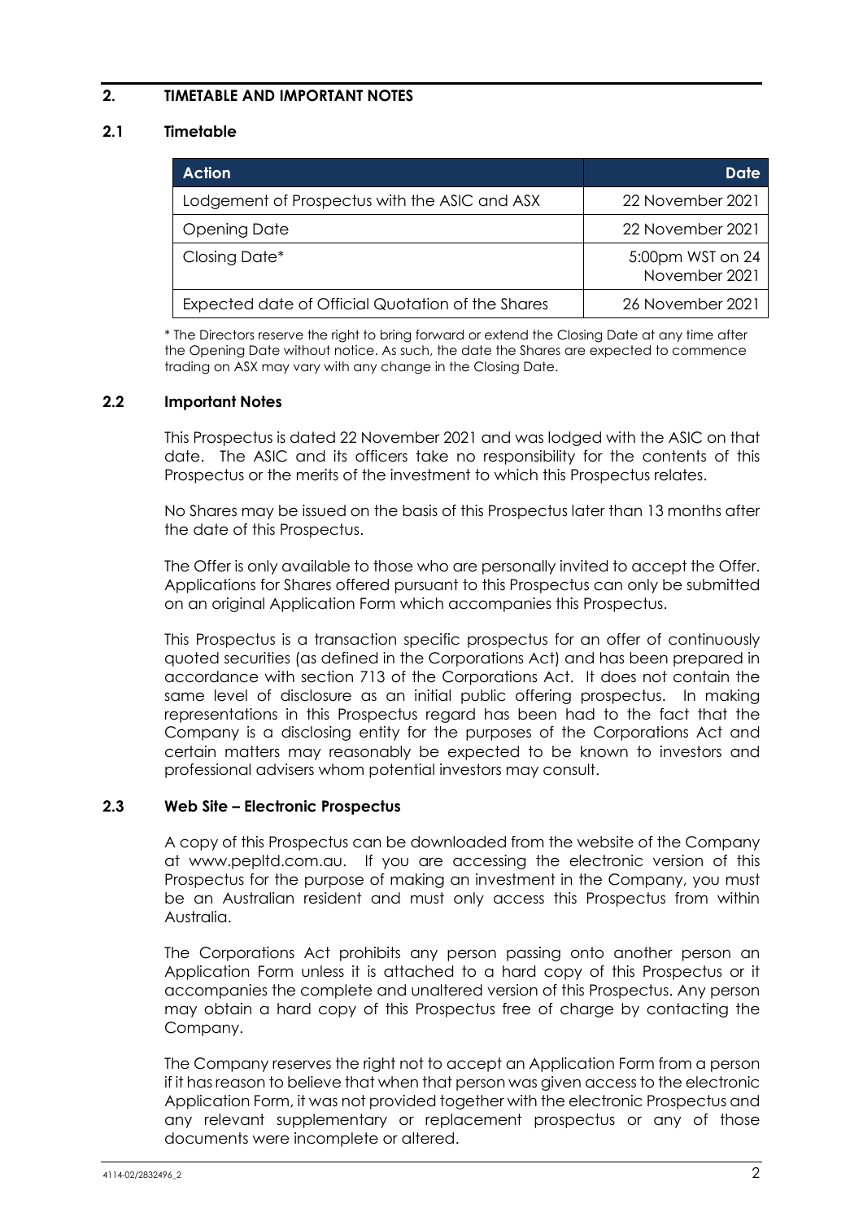## 2. TIMETABLE AND IMPORTANT NOTES

### 2.1 Timetable

| Action | Date |
|---|---|
| Lodgement of Prospectus with the ASIC and ASX | 22 November 2021 |
| Opening Date | 22 November 2021 |
| Closing Date* | 5:00pm WST on 24 November 2021 |
| Expected date of Official Quotation of the Shares | 26 November 2021 |

\* The Directors reserve the right to bring forward or extend the Closing Date at any time after the Opening Date without notice. As such, the date the Shares are expected to commence trading on ASX may vary with any change in the Closing Date.

### 2.2 Important Notes

This Prospectus is dated 22 November 2021 and was lodged with the ASIC on that date. The ASIC and its officers take no responsibility for the contents of this Prospectus or the merits of the investment to which this Prospectus relates.

No Shares may be issued on the basis of this Prospectus later than 13 months after the date of this Prospectus.

The Offer is only available to those who are personally invited to accept the Offer. Applications for Shares offered pursuant to this Prospectus can only be submitted on an original Application Form which accompanies this Prospectus.

This Prospectus is a transaction specific prospectus for an offer of continuously quoted securities (as defined in the Corporations Act) and has been prepared in accordance with section 713 of the Corporations Act. It does not contain the same level of disclosure as an initial public offering prospectus. In making representations in this Prospectus regard has been had to the fact that the Company is a disclosing entity for the purposes of the Corporations Act and certain matters may reasonably be expected to be known to investors and professional advisers whom potential investors may consult.

### 2.3 Web Site – Electronic Prospectus

A copy of this Prospectus can be downloaded from the website of the Company at www.pepltd.com.au. If you are accessing the electronic version of this Prospectus for the purpose of making an investment in the Company, you must be an Australian resident and must only access this Prospectus from within Australia.

The Corporations Act prohibits any person passing onto another person an Application Form unless it is attached to a hard copy of this Prospectus or it accompanies the complete and unaltered version of this Prospectus. Any person may obtain a hard copy of this Prospectus free of charge by contacting the Company.

The Company reserves the right not to accept an Application Form from a person if it has reason to believe that when that person was given access to the electronic Application Form, it was not provided together with the electronic Prospectus and any relevant supplementary or replacement prospectus or any of those documents were incomplete or altered.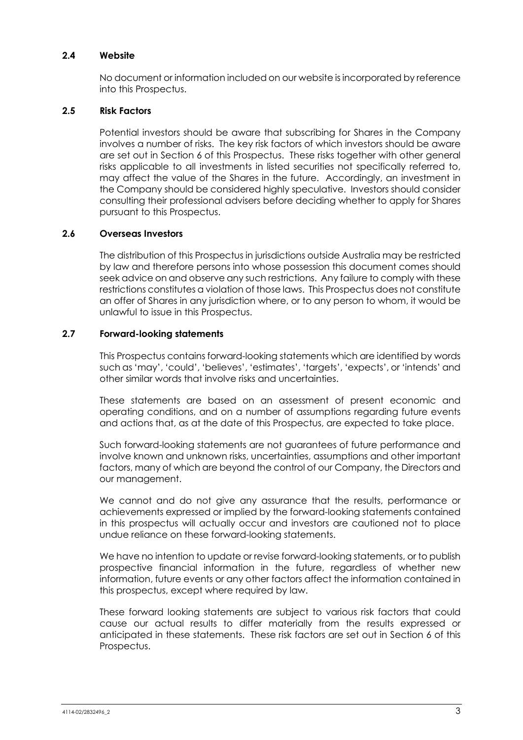### 2.4 Website

No document or information included on our website is incorporated by reference into this Prospectus.

### 2.5 Risk Factors

Potential investors should be aware that subscribing for Shares in the Company involves a number of risks. The key risk factors of which investors should be aware are set out in Section 6 of this Prospectus. These risks together with other general risks applicable to all investments in listed securities not specifically referred to, may affect the value of the Shares in the future. Accordingly, an investment in the Company should be considered highly speculative. Investors should consider consulting their professional advisers before deciding whether to apply for Shares pursuant to this Prospectus.

### 2.6 Overseas Investors

The distribution of this Prospectus in jurisdictions outside Australia may be restricted by law and therefore persons into whose possession this document comes should seek advice on and observe any such restrictions. Any failure to comply with these restrictions constitutes a violation of those laws. This Prospectus does not constitute an offer of Shares in any jurisdiction where, or to any person to whom, it would be unlawful to issue in this Prospectus.

### 2.7 Forward-looking statements

This Prospectus contains forward-looking statements which are identified by words such as 'may', 'could', 'believes', 'estimates', 'targets', 'expects', or 'intends' and other similar words that involve risks and uncertainties.

These statements are based on an assessment of present economic and operating conditions, and on a number of assumptions regarding future events and actions that, as at the date of this Prospectus, are expected to take place.

Such forward-looking statements are not guarantees of future performance and involve known and unknown risks, uncertainties, assumptions and other important factors, many of which are beyond the control of our Company, the Directors and our management.

We cannot and do not give any assurance that the results, performance or achievements expressed or implied by the forward-looking statements contained in this prospectus will actually occur and investors are cautioned not to place undue reliance on these forward-looking statements.

We have no intention to update or revise forward-looking statements, or to publish prospective financial information in the future, regardless of whether new information, future events or any other factors affect the information contained in this prospectus, except where required by law.

These forward looking statements are subject to various risk factors that could cause our actual results to differ materially from the results expressed or anticipated in these statements. These risk factors are set out in Section 6 of this Prospectus.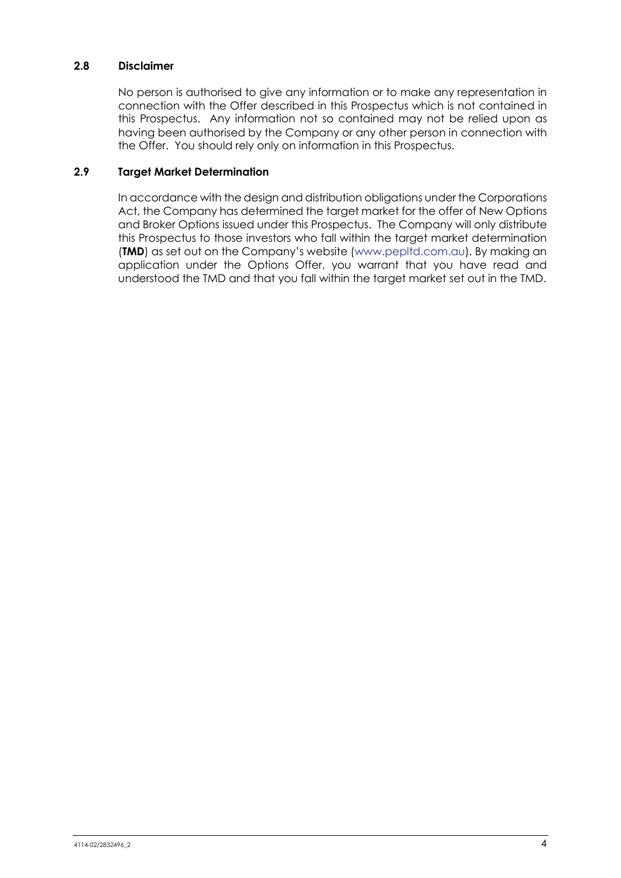### 2.8 Disclaimer

No person is authorised to give any information or to make any representation in connection with the Offer described in this Prospectus which is not contained in this Prospectus. Any information not so contained may not be relied upon as having been authorised by the Company or any other person in connection with the Offer. You should rely only on information in this Prospectus.

### 2.9 Target Market Determination

In accordance with the design and distribution obligations under the Corporations Act, the Company has determined the target market for the offer of New Options and Broker Options issued under this Prospectus. The Company will only distribute this Prospectus to those investors who fall within the target market determination (**TMD**) as set out on the Company's website (www.pepltd.com.au). By making an application under the Options Offer, you warrant that you have read and understood the TMD and that you fall within the target market set out in the TMD.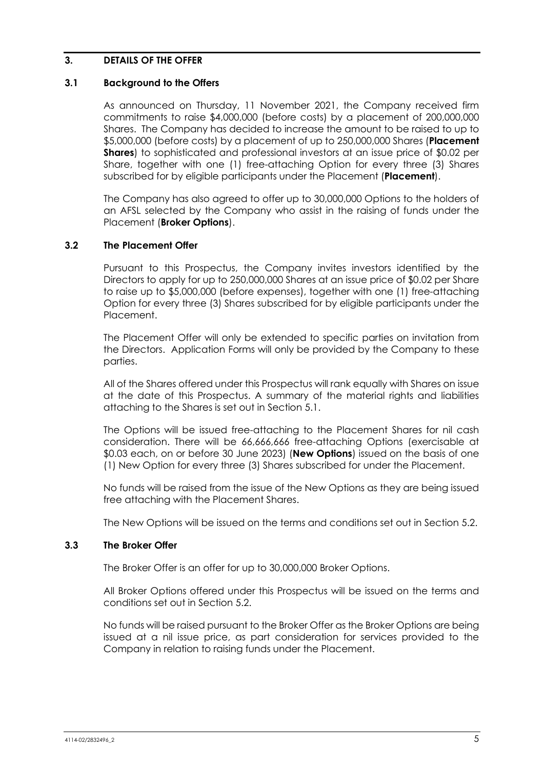## 3. DETAILS OF THE OFFER

### 3.1 Background to the Offers

As announced on Thursday, 11 November 2021, the Company received firm commitments to raise $4,000,000 (before costs) by a placement of 200,000,000 Shares. The Company has decided to increase the amount to be raised to up to $5,000,000 (before costs) by a placement of up to 250,000,000 Shares (**Placement Shares**) to sophisticated and professional investors at an issue price of $0.02 per Share, together with one (1) free-attaching Option for every three (3) Shares subscribed for by eligible participants under the Placement (**Placement**).

The Company has also agreed to offer up to 30,000,000 Options to the holders of an AFSL selected by the Company who assist in the raising of funds under the Placement (**Broker Options**).

### 3.2 The Placement Offer

Pursuant to this Prospectus, the Company invites investors identified by the Directors to apply for up to 250,000,000 Shares at an issue price of $0.02 per Share to raise up to $5,000,000 (before expenses), together with one (1) free-attaching Option for every three (3) Shares subscribed for by eligible participants under the Placement.

The Placement Offer will only be extended to specific parties on invitation from the Directors. Application Forms will only be provided by the Company to these parties.

All of the Shares offered under this Prospectus will rank equally with Shares on issue at the date of this Prospectus. A summary of the material rights and liabilities attaching to the Shares is set out in Section 5.1.

The Options will be issued free-attaching to the Placement Shares for nil cash consideration. There will be 66,666,666 free-attaching Options (exercisable at $0.03 each, on or before 30 June 2023) (**New Options**) issued on the basis of one (1) New Option for every three (3) Shares subscribed for under the Placement.

No funds will be raised from the issue of the New Options as they are being issued free attaching with the Placement Shares.

The New Options will be issued on the terms and conditions set out in Section 5.2.

### 3.3 The Broker Offer

The Broker Offer is an offer for up to 30,000,000 Broker Options.

All Broker Options offered under this Prospectus will be issued on the terms and conditions set out in Section 5.2.

No funds will be raised pursuant to the Broker Offer as the Broker Options are being issued at a nil issue price, as part consideration for services provided to the Company in relation to raising funds under the Placement.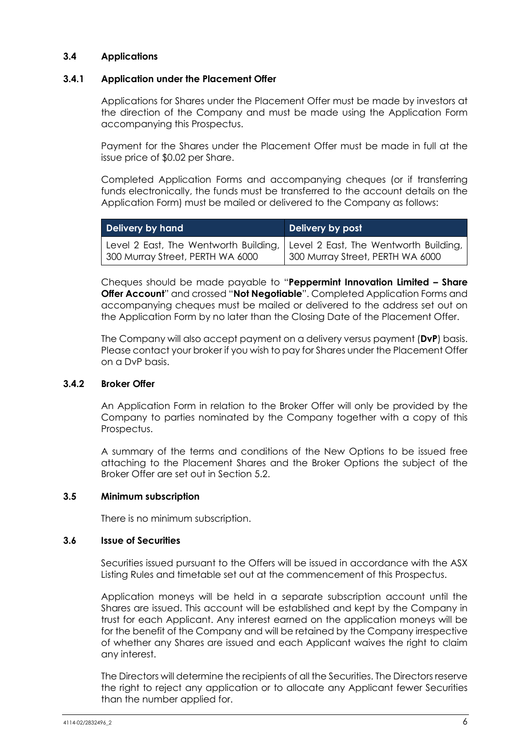### 3.4 Applications

#### 3.4.1 Application under the Placement Offer

Applications for Shares under the Placement Offer must be made by investors at the direction of the Company and must be made using the Application Form accompanying this Prospectus.

Payment for the Shares under the Placement Offer must be made in full at the issue price of $0.02 per Share.

Completed Application Forms and accompanying cheques (or if transferring funds electronically, the funds must be transferred to the account details on the Application Form) must be mailed or delivered to the Company as follows:

| Delivery by hand | Delivery by post |
| --- | --- |
| Level 2 East, The Wentworth Building, 300 Murray Street, PERTH WA 6000 | Level 2 East, The Wentworth Building, 300 Murray Street, PERTH WA 6000 |

Cheques should be made payable to "**Peppermint Innovation Limited – Share Offer Account**" and crossed "**Not Negotiable**". Completed Application Forms and accompanying cheques must be mailed or delivered to the address set out on the Application Form by no later than the Closing Date of the Placement Offer.

The Company will also accept payment on a delivery versus payment (**DvP**) basis. Please contact your broker if you wish to pay for Shares under the Placement Offer on a DvP basis.

#### 3.4.2 Broker Offer

An Application Form in relation to the Broker Offer will only be provided by the Company to parties nominated by the Company together with a copy of this Prospectus.

A summary of the terms and conditions of the New Options to be issued free attaching to the Placement Shares and the Broker Options the subject of the Broker Offer are set out in Section 5.2.

### 3.5 Minimum subscription

There is no minimum subscription.

### 3.6 Issue of Securities

Securities issued pursuant to the Offers will be issued in accordance with the ASX Listing Rules and timetable set out at the commencement of this Prospectus.

Application moneys will be held in a separate subscription account until the Shares are issued. This account will be established and kept by the Company in trust for each Applicant. Any interest earned on the application moneys will be for the benefit of the Company and will be retained by the Company irrespective of whether any Shares are issued and each Applicant waives the right to claim any interest.

The Directors will determine the recipients of all the Securities. The Directors reserve the right to reject any application or to allocate any Applicant fewer Securities than the number applied for.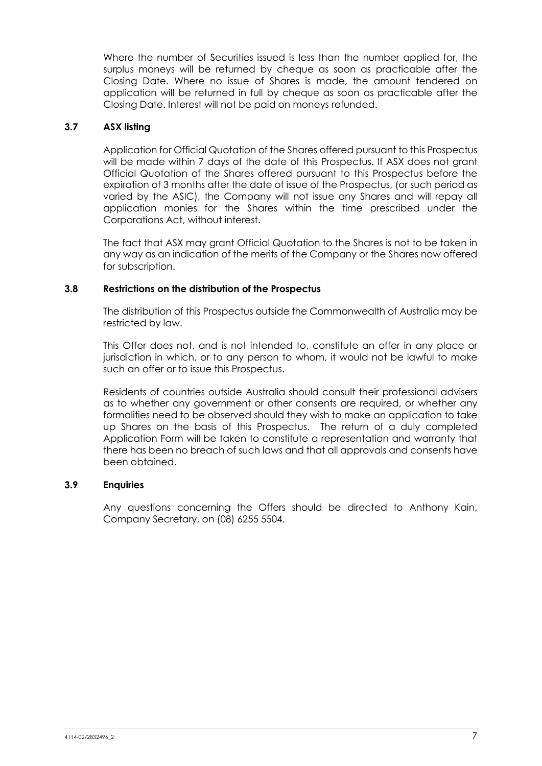Where the number of Securities issued is less than the number applied for, the surplus moneys will be returned by cheque as soon as practicable after the Closing Date. Where no issue of Shares is made, the amount tendered on application will be returned in full by cheque as soon as practicable after the Closing Date. Interest will not be paid on moneys refunded.

### 3.7 ASX listing

Application for Official Quotation of the Shares offered pursuant to this Prospectus will be made within 7 days of the date of this Prospectus. If ASX does not grant Official Quotation of the Shares offered pursuant to this Prospectus before the expiration of 3 months after the date of issue of the Prospectus, (or such period as varied by the ASIC), the Company will not issue any Shares and will repay all application monies for the Shares within the time prescribed under the Corporations Act, without interest.

The fact that ASX may grant Official Quotation to the Shares is not to be taken in any way as an indication of the merits of the Company or the Shares now offered for subscription.

### 3.8 Restrictions on the distribution of the Prospectus

The distribution of this Prospectus outside the Commonwealth of Australia may be restricted by law.

This Offer does not, and is not intended to, constitute an offer in any place or jurisdiction in which, or to any person to whom, it would not be lawful to make such an offer or to issue this Prospectus.

Residents of countries outside Australia should consult their professional advisers as to whether any government or other consents are required, or whether any formalities need to be observed should they wish to make an application to take up Shares on the basis of this Prospectus. The return of a duly completed Application Form will be taken to constitute a representation and warranty that there has been no breach of such laws and that all approvals and consents have been obtained.

### 3.9 Enquiries

Any questions concerning the Offers should be directed to Anthony Kain, Company Secretary, on (08) 6255 5504.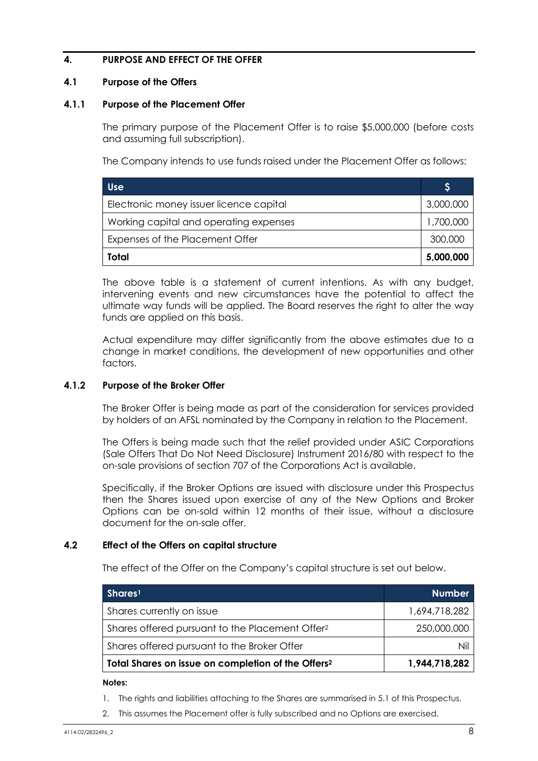## 4. PURPOSE AND EFFECT OF THE OFFER

### 4.1 Purpose of the Offers

#### 4.1.1 Purpose of the Placement Offer

The primary purpose of the Placement Offer is to raise $5,000,000 (before costs and assuming full subscription).

The Company intends to use funds raised under the Placement Offer as follows:

| Use | $ |
|---|---|
| Electronic money issuer licence capital | 3,000,000 |
| Working capital and operating expenses | 1,700,000 |
| Expenses of the Placement Offer | 300,000 |
| **Total** | **5,000,000** |

The above table is a statement of current intentions. As with any budget, intervening events and new circumstances have the potential to affect the ultimate way funds will be applied. The Board reserves the right to alter the way funds are applied on this basis.

Actual expenditure may differ significantly from the above estimates due to a change in market conditions, the development of new opportunities and other factors.

#### 4.1.2 Purpose of the Broker Offer

The Broker Offer is being made as part of the consideration for services provided by holders of an AFSL nominated by the Company in relation to the Placement.

The Offers is being made such that the relief provided under ASIC Corporations (Sale Offers That Do Not Need Disclosure) Instrument 2016/80 with respect to the on-sale provisions of section 707 of the Corporations Act is available.

Specifically, if the Broker Options are issued with disclosure under this Prospectus then the Shares issued upon exercise of any of the New Options and Broker Options can be on-sold within 12 months of their issue, without a disclosure document for the on-sale offer.

### 4.2 Effect of the Offers on capital structure

The effect of the Offer on the Company's capital structure is set out below.

| Shares[1] | Number |
|---|---|
| Shares currently on issue | 1,694,718,282 |
| Shares offered pursuant to the Placement Offer[2] | 250,000,000 |
| Shares offered pursuant to the Broker Offer | Nil |
| **Total Shares on issue on completion of the Offers[2]** | **1,944,718,282** |

**Notes:**

1. The rights and liabilities attaching to the Shares are summarised in 5.1 of this Prospectus.
2. This assumes the Placement offer is fully subscribed and no Options are exercised.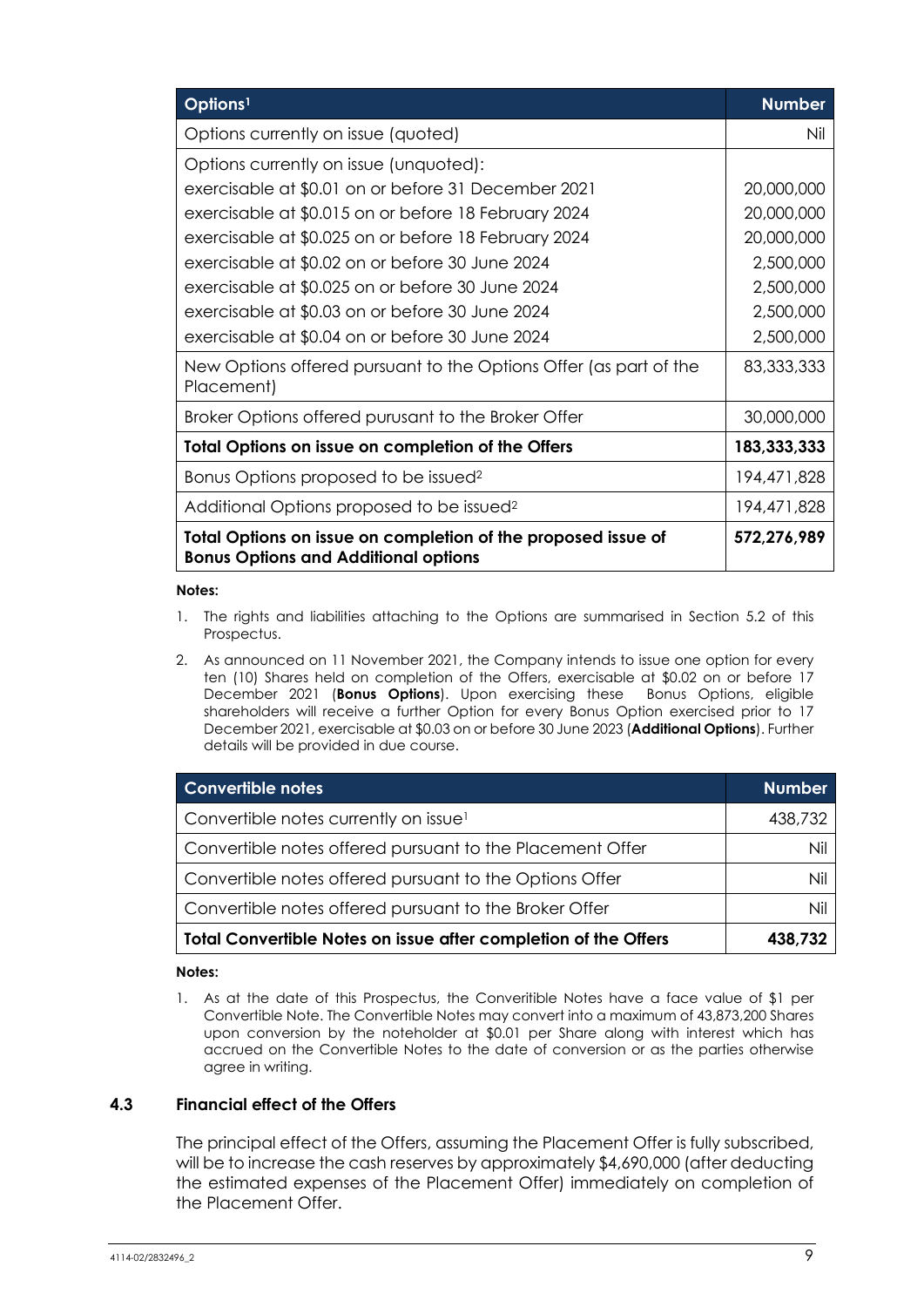| Options[1] | Number |
|---|---|
| Options currently on issue (quoted) | Nil |
| Options currently on issue (unquoted):<br>exercisable at $0.01 on or before 31 December 2021<br>exercisable at $0.015 on or before 18 February 2024<br>exercisable at $0.025 on or before 18 February 2024<br>exercisable at $0.02 on or before 30 June 2024<br>exercisable at $0.025 on or before 30 June 2024<br>exercisable at $0.03 on or before 30 June 2024<br>exercisable at $0.04 on or before 30 June 2024 | <br>20,000,000<br>20,000,000<br>20,000,000<br>2,500,000<br>2,500,000<br>2,500,000<br>2,500,000 |
| New Options offered pursuant to the Options Offer (as part of the Placement) | 83,333,333 |
| Broker Options offered purusant to the Broker Offer | 30,000,000 |
| **Total Options on issue on completion of the Offers** | **183,333,333** |
| Bonus Options proposed to be issued[2] | 194,471,828 |
| Additional Options proposed to be issued[2] | 194,471,828 |
| **Total Options on issue on completion of the proposed issue of Bonus Options and Additional options** | **572,276,989** |

**Notes:**

1. The rights and liabilities attaching to the Options are summarised in Section 5.2 of this Prospectus.
2. As announced on 11 November 2021, the Company intends to issue one option for every ten (10) Shares held on completion of the Offers, exercisable at $0.02 on or before 17 December 2021 (**Bonus Options**). Upon exercising these Bonus Options, eligible shareholders will receive a further Option for every Bonus Option exercised prior to 17 December 2021, exercisable at $0.03 on or before 30 June 2023 (**Additional Options**). Further details will be provided in due course.

| Convertible notes | Number |
|---|---|
| Convertible notes currently on issue[1] | 438,732 |
| Convertible notes offered pursuant to the Placement Offer | Nil |
| Convertible notes offered pursuant to the Options Offer | Nil |
| Convertible notes offered pursuant to the Broker Offer | Nil |
| **Total Convertible Notes on issue after completion of the Offers** | **438,732** |

**Notes:**

1. As at the date of this Prospectus, the Converitible Notes have a face value of $1 per Convertible Note. The Convertible Notes may convert into a maximum of 43,873,200 Shares upon conversion by the noteholder at $0.01 per Share along with interest which has accrued on the Convertible Notes to the date of conversion or as the parties otherwise agree in writing.

### 4.3 Financial effect of the Offers

The principal effect of the Offers, assuming the Placement Offer is fully subscribed, will be to increase the cash reserves by approximately $4,690,000 (after deducting the estimated expenses of the Placement Offer) immediately on completion of the Placement Offer.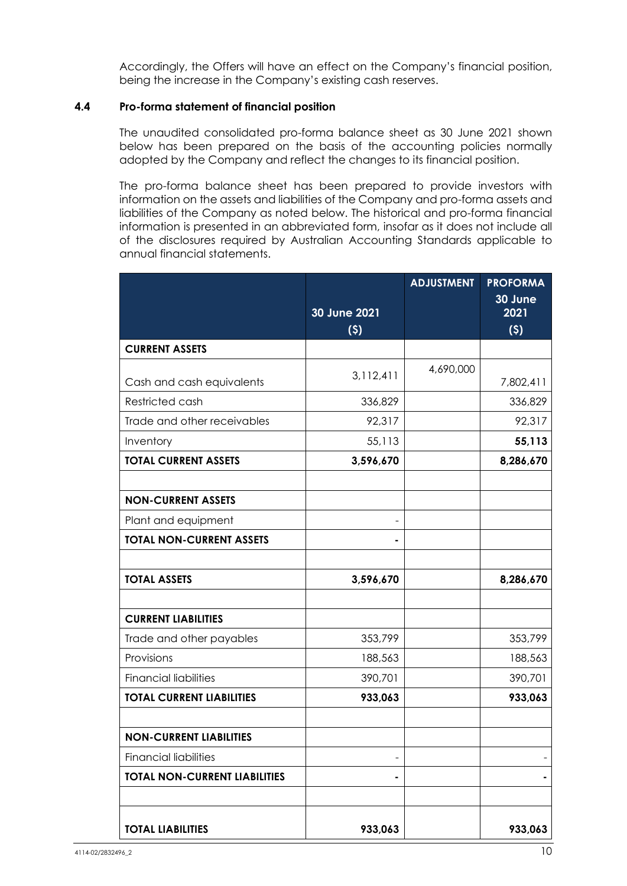Accordingly, the Offers will have an effect on the Company's financial position, being the increase in the Company's existing cash reserves.

### 4.4 Pro-forma statement of financial position

The unaudited consolidated pro-forma balance sheet as 30 June 2021 shown below has been prepared on the basis of the accounting policies normally adopted by the Company and reflect the changes to its financial position.

The pro-forma balance sheet has been prepared to provide investors with information on the assets and liabilities of the Company and pro-forma assets and liabilities of the Company as noted below. The historical and pro-forma financial information is presented in an abbreviated form, insofar as it does not include all of the disclosures required by Australian Accounting Standards applicable to annual financial statements.

| | 30 June 2021 ($) | ADJUSTMENT | PROFORMA 30 June 2021 ($) |
|---|---|---|---|
| **CURRENT ASSETS** | | | |
| Cash and cash equivalents | 3,112,411 | 4,690,000 | 7,802,411 |
| Restricted cash | 336,829 | | 336,829 |
| Trade and other receivables | 92,317 | | 92,317 |
| Inventory | 55,113 | | **55,113** |
| **TOTAL CURRENT ASSETS** | **3,596,670** | | **8,286,670** |
| | | | |
| **NON-CURRENT ASSETS** | | | |
| Plant and equipment | - | | |
| **TOTAL NON-CURRENT ASSETS** | **-** | | |
| | | | |
| **TOTAL ASSETS** | **3,596,670** | | **8,286,670** |
| | | | |
| **CURRENT LIABILITIES** | | | |
| Trade and other payables | 353,799 | | 353,799 |
| Provisions | 188,563 | | 188,563 |
| Financial liabilities | 390,701 | | 390,701 |
| **TOTAL CURRENT LIABILITIES** | **933,063** | | **933,063** |
| | | | |
| **NON-CURRENT LIABILITIES** | | | |
| Financial liabilities | - | | - |
| **TOTAL NON-CURRENT LIABILITIES** | **-** | | **-** |
| | | | |
| **TOTAL LIABILITIES** | **933,063** | | **933,063** |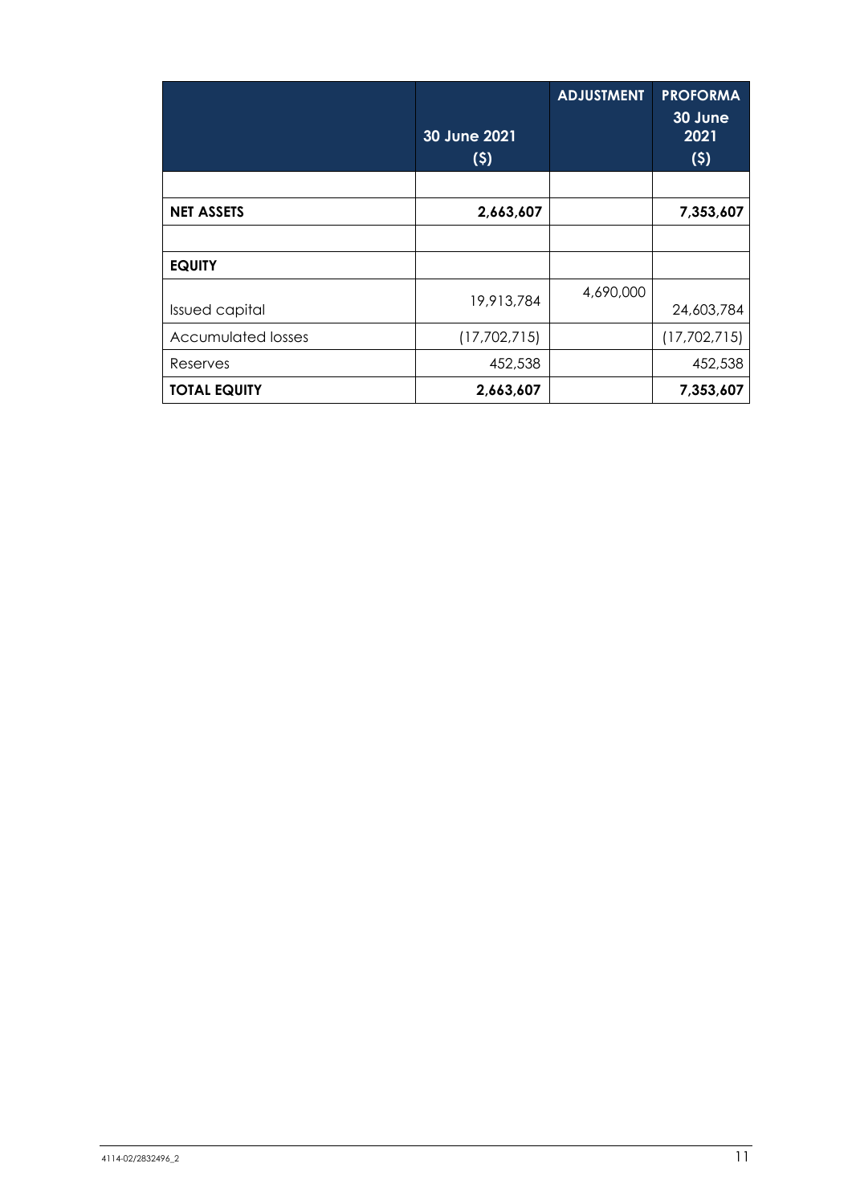| | 30 June 2021 ($) | ADJUSTMENT | PROFORMA 30 June 2021 ($) |
|---|---|---|---|
| | | | |
| **NET ASSETS** | **2,663,607** | | **7,353,607** |
| | | | |
| **EQUITY** | | | |
| Issued capital | 19,913,784 | 4,690,000 | 24,603,784 |
| Accumulated losses | (17,702,715) | | (17,702,715) |
| Reserves | 452,538 | | 452,538 |
| **TOTAL EQUITY** | **2,663,607** | | **7,353,607** |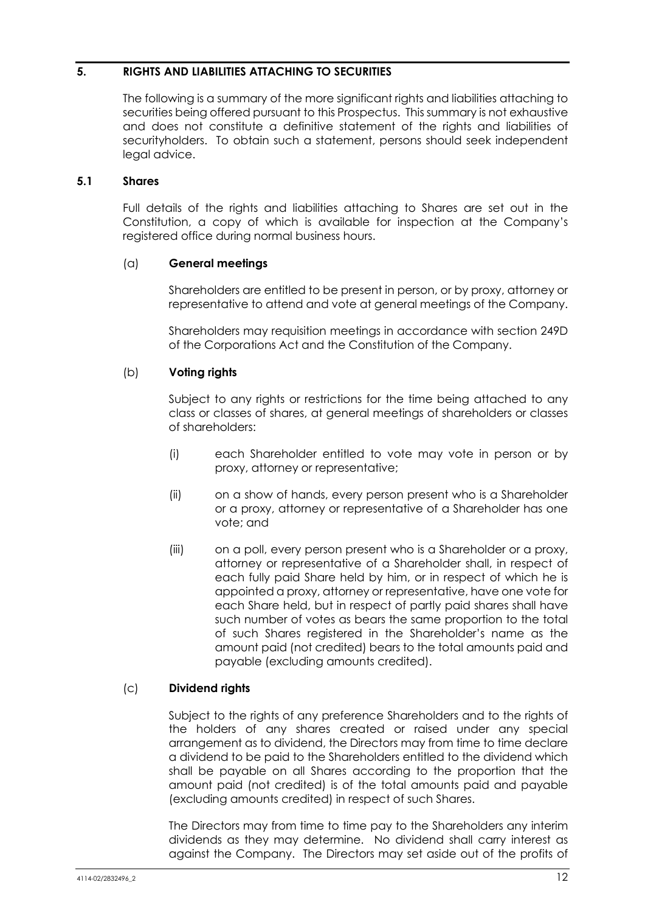## 5. RIGHTS AND LIABILITIES ATTACHING TO SECURITIES

The following is a summary of the more significant rights and liabilities attaching to securities being offered pursuant to this Prospectus. This summary is not exhaustive and does not constitute a definitive statement of the rights and liabilities of securityholders. To obtain such a statement, persons should seek independent legal advice.

### 5.1 Shares

Full details of the rights and liabilities attaching to Shares are set out in the Constitution, a copy of which is available for inspection at the Company's registered office during normal business hours.

#### (a) General meetings

Shareholders are entitled to be present in person, or by proxy, attorney or representative to attend and vote at general meetings of the Company.

Shareholders may requisition meetings in accordance with section 249D of the Corporations Act and the Constitution of the Company.

#### (b) Voting rights

Subject to any rights or restrictions for the time being attached to any class or classes of shares, at general meetings of shareholders or classes of shareholders:

(i) each Shareholder entitled to vote may vote in person or by proxy, attorney or representative;

(ii) on a show of hands, every person present who is a Shareholder or a proxy, attorney or representative of a Shareholder has one vote; and

(iii) on a poll, every person present who is a Shareholder or a proxy, attorney or representative of a Shareholder shall, in respect of each fully paid Share held by him, or in respect of which he is appointed a proxy, attorney or representative, have one vote for each Share held, but in respect of partly paid shares shall have such number of votes as bears the same proportion to the total of such Shares registered in the Shareholder's name as the amount paid (not credited) bears to the total amounts paid and payable (excluding amounts credited).

#### (c) Dividend rights

Subject to the rights of any preference Shareholders and to the rights of the holders of any shares created or raised under any special arrangement as to dividend, the Directors may from time to time declare a dividend to be paid to the Shareholders entitled to the dividend which shall be payable on all Shares according to the proportion that the amount paid (not credited) is of the total amounts paid and payable (excluding amounts credited) in respect of such Shares.

The Directors may from time to time pay to the Shareholders any interim dividends as they may determine. No dividend shall carry interest as against the Company. The Directors may set aside out of the profits of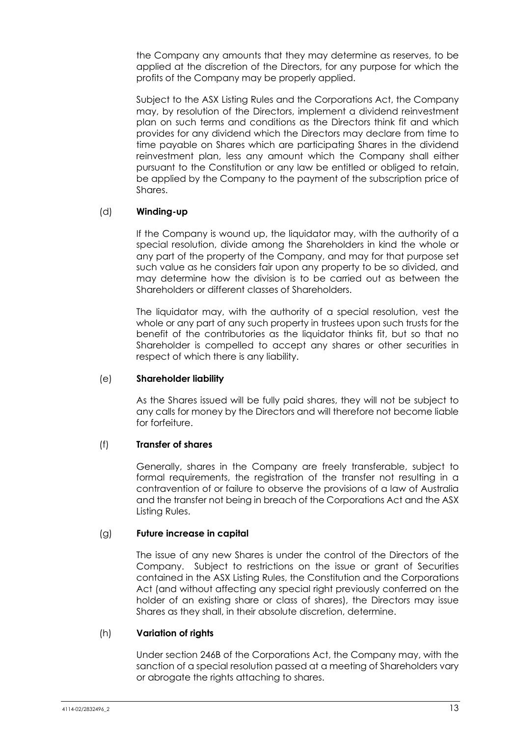the Company any amounts that they may determine as reserves, to be applied at the discretion of the Directors, for any purpose for which the profits of the Company may be properly applied.

Subject to the ASX Listing Rules and the Corporations Act, the Company may, by resolution of the Directors, implement a dividend reinvestment plan on such terms and conditions as the Directors think fit and which provides for any dividend which the Directors may declare from time to time payable on Shares which are participating Shares in the dividend reinvestment plan, less any amount which the Company shall either pursuant to the Constitution or any law be entitled or obliged to retain, be applied by the Company to the payment of the subscription price of Shares.

(d) **Winding-up**

If the Company is wound up, the liquidator may, with the authority of a special resolution, divide among the Shareholders in kind the whole or any part of the property of the Company, and may for that purpose set such value as he considers fair upon any property to be so divided, and may determine how the division is to be carried out as between the Shareholders or different classes of Shareholders.

The liquidator may, with the authority of a special resolution, vest the whole or any part of any such property in trustees upon such trusts for the benefit of the contributories as the liquidator thinks fit, but so that no Shareholder is compelled to accept any shares or other securities in respect of which there is any liability.

(e) **Shareholder liability**

As the Shares issued will be fully paid shares, they will not be subject to any calls for money by the Directors and will therefore not become liable for forfeiture.

(f) **Transfer of shares**

Generally, shares in the Company are freely transferable, subject to formal requirements, the registration of the transfer not resulting in a contravention of or failure to observe the provisions of a law of Australia and the transfer not being in breach of the Corporations Act and the ASX Listing Rules.

(g) **Future increase in capital**

The issue of any new Shares is under the control of the Directors of the Company. Subject to restrictions on the issue or grant of Securities contained in the ASX Listing Rules, the Constitution and the Corporations Act (and without affecting any special right previously conferred on the holder of an existing share or class of shares), the Directors may issue Shares as they shall, in their absolute discretion, determine.

(h) **Variation of rights**

Under section 246B of the Corporations Act, the Company may, with the sanction of a special resolution passed at a meeting of Shareholders vary or abrogate the rights attaching to shares.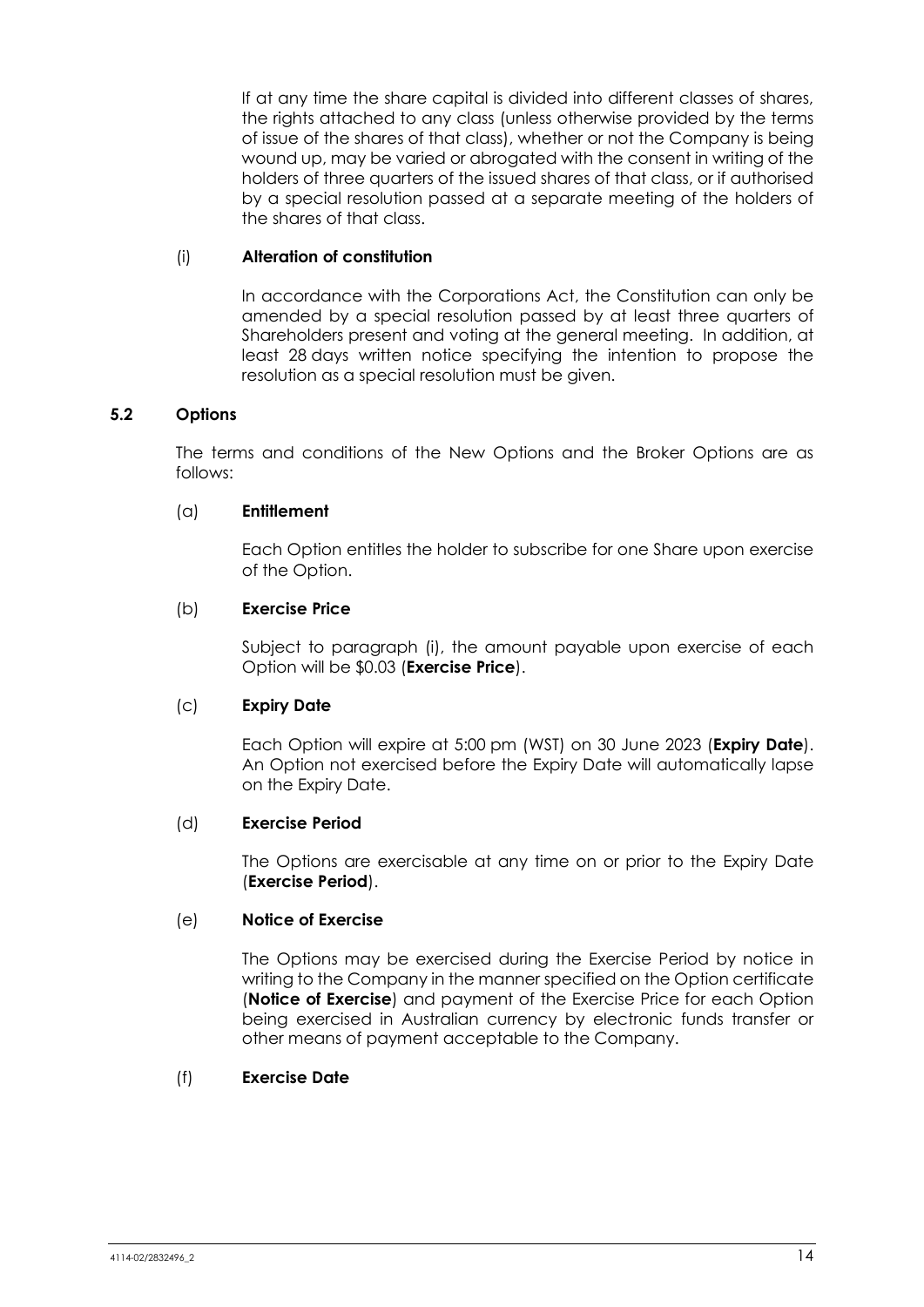If at any time the share capital is divided into different classes of shares, the rights attached to any class (unless otherwise provided by the terms of issue of the shares of that class), whether or not the Company is being wound up, may be varied or abrogated with the consent in writing of the holders of three quarters of the issued shares of that class, or if authorised by a special resolution passed at a separate meeting of the holders of the shares of that class.

(i) **Alteration of constitution**

In accordance with the Corporations Act, the Constitution can only be amended by a special resolution passed by at least three quarters of Shareholders present and voting at the general meeting. In addition, at least 28 days written notice specifying the intention to propose the resolution as a special resolution must be given.

### 5.2 Options

The terms and conditions of the New Options and the Broker Options are as follows:

(a) **Entitlement**

Each Option entitles the holder to subscribe for one Share upon exercise of the Option.

(b) **Exercise Price**

Subject to paragraph (i), the amount payable upon exercise of each Option will be $0.03 (**Exercise Price**).

(c) **Expiry Date**

Each Option will expire at 5:00 pm (WST) on 30 June 2023 (**Expiry Date**). An Option not exercised before the Expiry Date will automatically lapse on the Expiry Date.

(d) **Exercise Period**

The Options are exercisable at any time on or prior to the Expiry Date (**Exercise Period**).

(e) **Notice of Exercise**

The Options may be exercised during the Exercise Period by notice in writing to the Company in the manner specified on the Option certificate (**Notice of Exercise**) and payment of the Exercise Price for each Option being exercised in Australian currency by electronic funds transfer or other means of payment acceptable to the Company.

(f) **Exercise Date**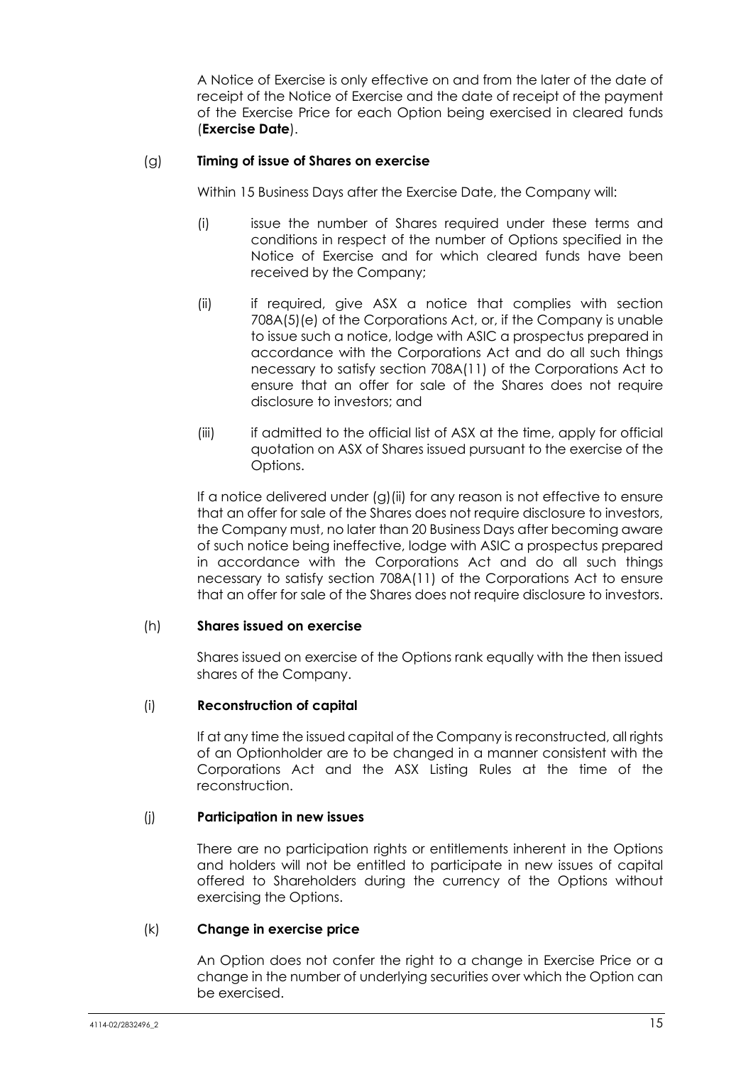A Notice of Exercise is only effective on and from the later of the date of receipt of the Notice of Exercise and the date of receipt of the payment of the Exercise Price for each Option being exercised in cleared funds (**Exercise Date**).

(g) **Timing of issue of Shares on exercise**

Within 15 Business Days after the Exercise Date, the Company will:

(i) issue the number of Shares required under these terms and conditions in respect of the number of Options specified in the Notice of Exercise and for which cleared funds have been received by the Company;

(ii) if required, give ASX a notice that complies with section 708A(5)(e) of the Corporations Act, or, if the Company is unable to issue such a notice, lodge with ASIC a prospectus prepared in accordance with the Corporations Act and do all such things necessary to satisfy section 708A(11) of the Corporations Act to ensure that an offer for sale of the Shares does not require disclosure to investors; and

(iii) if admitted to the official list of ASX at the time, apply for official quotation on ASX of Shares issued pursuant to the exercise of the Options.

If a notice delivered under (g)(ii) for any reason is not effective to ensure that an offer for sale of the Shares does not require disclosure to investors, the Company must, no later than 20 Business Days after becoming aware of such notice being ineffective, lodge with ASIC a prospectus prepared in accordance with the Corporations Act and do all such things necessary to satisfy section 708A(11) of the Corporations Act to ensure that an offer for sale of the Shares does not require disclosure to investors.

(h) **Shares issued on exercise**

Shares issued on exercise of the Options rank equally with the then issued shares of the Company.

(i) **Reconstruction of capital**

If at any time the issued capital of the Company is reconstructed, all rights of an Optionholder are to be changed in a manner consistent with the Corporations Act and the ASX Listing Rules at the time of the reconstruction.

(j) **Participation in new issues**

There are no participation rights or entitlements inherent in the Options and holders will not be entitled to participate in new issues of capital offered to Shareholders during the currency of the Options without exercising the Options.

(k) **Change in exercise price**

An Option does not confer the right to a change in Exercise Price or a change in the number of underlying securities over which the Option can be exercised.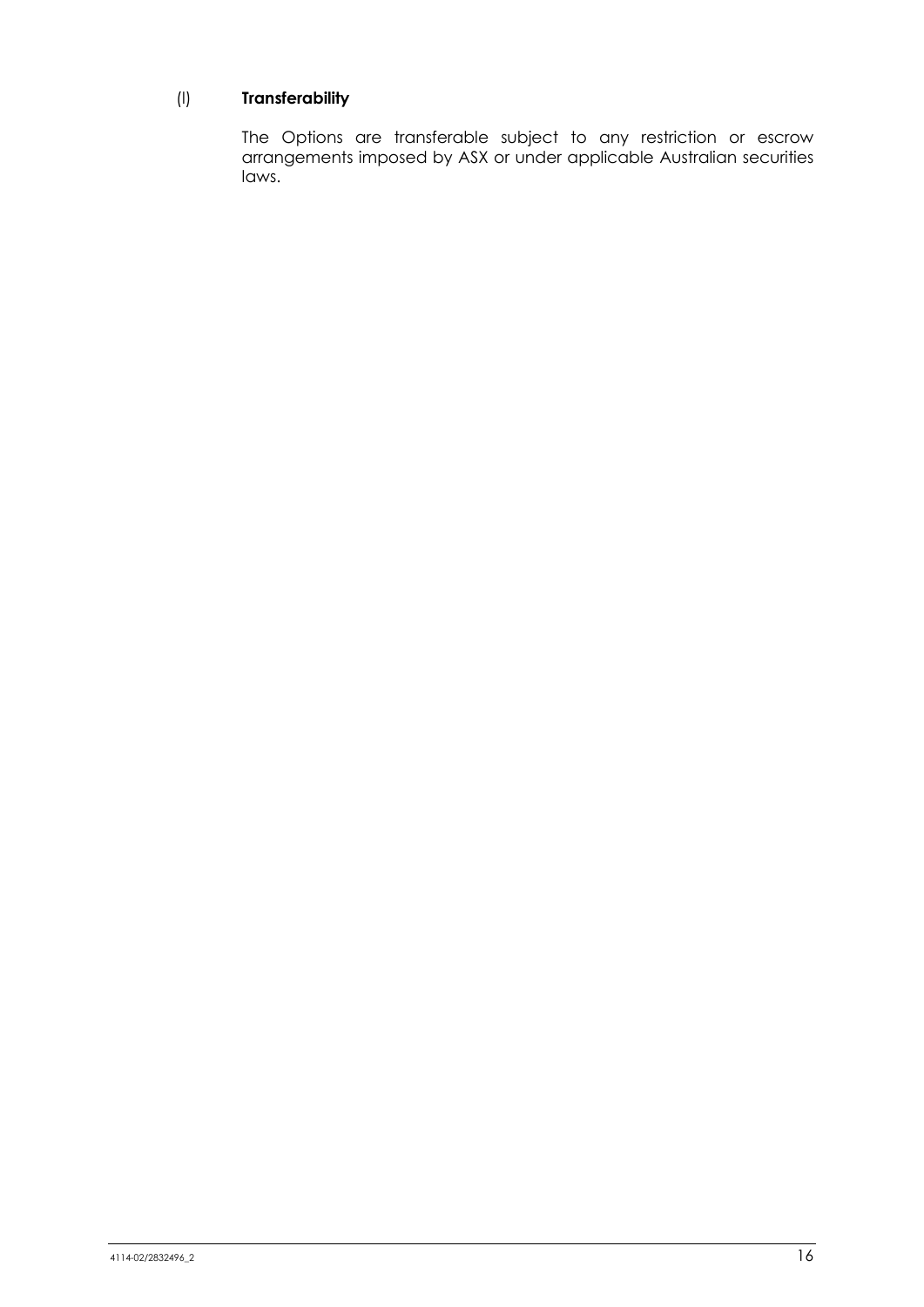(l) **Transferability**

The Options are transferable subject to any restriction or escrow arrangements imposed by ASX or under applicable Australian securities laws.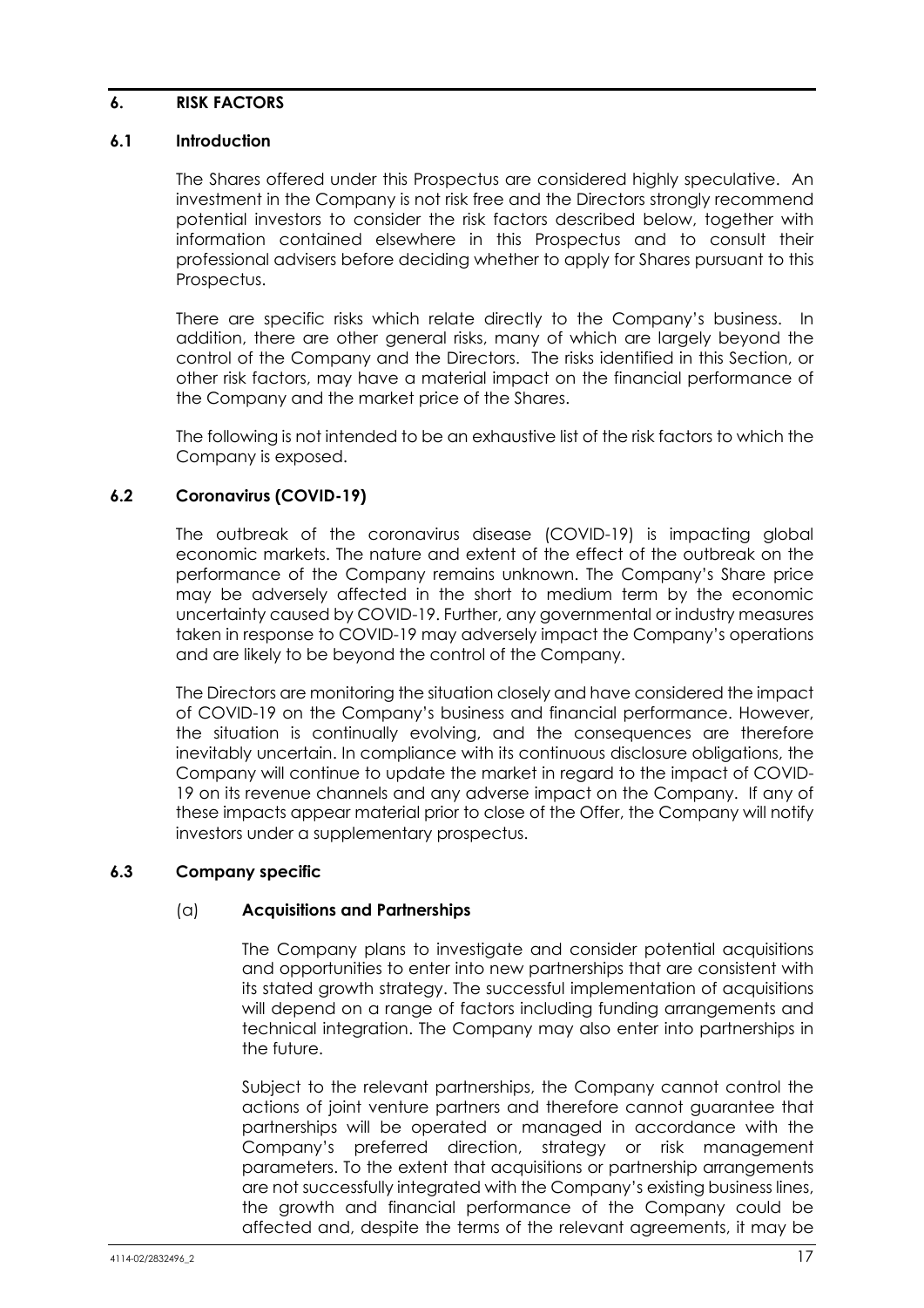## 6. RISK FACTORS

### 6.1 Introduction

The Shares offered under this Prospectus are considered highly speculative. An investment in the Company is not risk free and the Directors strongly recommend potential investors to consider the risk factors described below, together with information contained elsewhere in this Prospectus and to consult their professional advisers before deciding whether to apply for Shares pursuant to this Prospectus.

There are specific risks which relate directly to the Company's business. In addition, there are other general risks, many of which are largely beyond the control of the Company and the Directors. The risks identified in this Section, or other risk factors, may have a material impact on the financial performance of the Company and the market price of the Shares.

The following is not intended to be an exhaustive list of the risk factors to which the Company is exposed.

### 6.2 Coronavirus (COVID-19)

The outbreak of the coronavirus disease (COVID-19) is impacting global economic markets. The nature and extent of the effect of the outbreak on the performance of the Company remains unknown. The Company's Share price may be adversely affected in the short to medium term by the economic uncertainty caused by COVID-19. Further, any governmental or industry measures taken in response to COVID-19 may adversely impact the Company's operations and are likely to be beyond the control of the Company.

The Directors are monitoring the situation closely and have considered the impact of COVID-19 on the Company's business and financial performance. However, the situation is continually evolving, and the consequences are therefore inevitably uncertain. In compliance with its continuous disclosure obligations, the Company will continue to update the market in regard to the impact of COVID-19 on its revenue channels and any adverse impact on the Company. If any of these impacts appear material prior to close of the Offer, the Company will notify investors under a supplementary prospectus.

### 6.3 Company specific

(a) **Acquisitions and Partnerships**

The Company plans to investigate and consider potential acquisitions and opportunities to enter into new partnerships that are consistent with its stated growth strategy. The successful implementation of acquisitions will depend on a range of factors including funding arrangements and technical integration. The Company may also enter into partnerships in the future.

Subject to the relevant partnerships, the Company cannot control the actions of joint venture partners and therefore cannot guarantee that partnerships will be operated or managed in accordance with the Company's preferred direction, strategy or risk management parameters. To the extent that acquisitions or partnership arrangements are not successfully integrated with the Company's existing business lines, the growth and financial performance of the Company could be affected and, despite the terms of the relevant agreements, it may be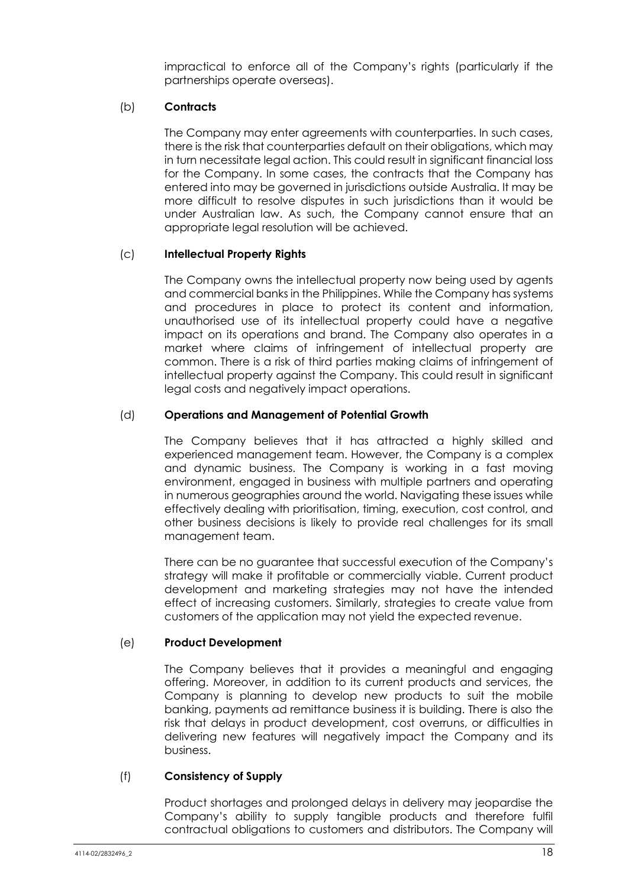impractical to enforce all of the Company's rights (particularly if the partnerships operate overseas).

(b) **Contracts**

The Company may enter agreements with counterparties. In such cases, there is the risk that counterparties default on their obligations, which may in turn necessitate legal action. This could result in significant financial loss for the Company. In some cases, the contracts that the Company has entered into may be governed in jurisdictions outside Australia. It may be more difficult to resolve disputes in such jurisdictions than it would be under Australian law. As such, the Company cannot ensure that an appropriate legal resolution will be achieved.

(c) **Intellectual Property Rights**

The Company owns the intellectual property now being used by agents and commercial banks in the Philippines. While the Company has systems and procedures in place to protect its content and information, unauthorised use of its intellectual property could have a negative impact on its operations and brand. The Company also operates in a market where claims of infringement of intellectual property are common. There is a risk of third parties making claims of infringement of intellectual property against the Company. This could result in significant legal costs and negatively impact operations.

(d) **Operations and Management of Potential Growth**

The Company believes that it has attracted a highly skilled and experienced management team. However, the Company is a complex and dynamic business. The Company is working in a fast moving environment, engaged in business with multiple partners and operating in numerous geographies around the world. Navigating these issues while effectively dealing with prioritisation, timing, execution, cost control, and other business decisions is likely to provide real challenges for its small management team.

There can be no guarantee that successful execution of the Company's strategy will make it profitable or commercially viable. Current product development and marketing strategies may not have the intended effect of increasing customers. Similarly, strategies to create value from customers of the application may not yield the expected revenue.

(e) **Product Development**

The Company believes that it provides a meaningful and engaging offering. Moreover, in addition to its current products and services, the Company is planning to develop new products to suit the mobile banking, payments ad remittance business it is building. There is also the risk that delays in product development, cost overruns, or difficulties in delivering new features will negatively impact the Company and its business.

(f) **Consistency of Supply**

Product shortages and prolonged delays in delivery may jeopardise the Company's ability to supply tangible products and therefore fulfil contractual obligations to customers and distributors. The Company will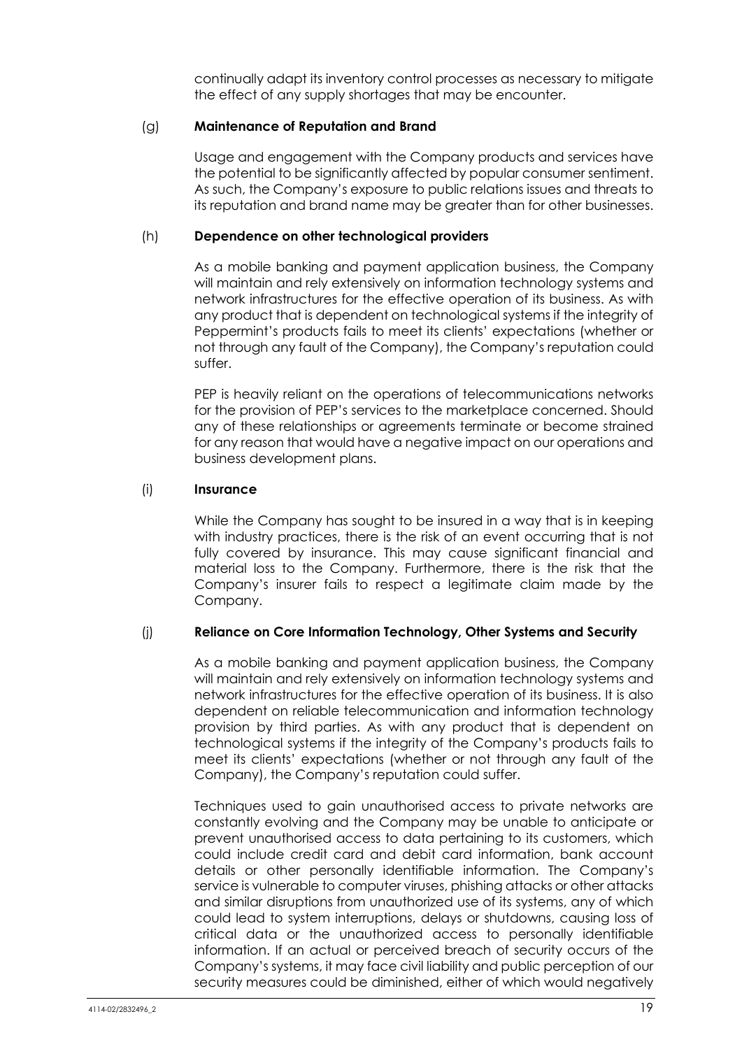continually adapt its inventory control processes as necessary to mitigate the effect of any supply shortages that may be encounter.

(g) **Maintenance of Reputation and Brand**

Usage and engagement with the Company products and services have the potential to be significantly affected by popular consumer sentiment. As such, the Company's exposure to public relations issues and threats to its reputation and brand name may be greater than for other businesses.

(h) **Dependence on other technological providers**

As a mobile banking and payment application business, the Company will maintain and rely extensively on information technology systems and network infrastructures for the effective operation of its business. As with any product that is dependent on technological systems if the integrity of Peppermint's products fails to meet its clients' expectations (whether or not through any fault of the Company), the Company's reputation could suffer.

PEP is heavily reliant on the operations of telecommunications networks for the provision of PEP's services to the marketplace concerned. Should any of these relationships or agreements terminate or become strained for any reason that would have a negative impact on our operations and business development plans.

(i) **Insurance**

While the Company has sought to be insured in a way that is in keeping with industry practices, there is the risk of an event occurring that is not fully covered by insurance. This may cause significant financial and material loss to the Company. Furthermore, there is the risk that the Company's insurer fails to respect a legitimate claim made by the Company.

(j) **Reliance on Core Information Technology, Other Systems and Security**

As a mobile banking and payment application business, the Company will maintain and rely extensively on information technology systems and network infrastructures for the effective operation of its business. It is also dependent on reliable telecommunication and information technology provision by third parties. As with any product that is dependent on technological systems if the integrity of the Company's products fails to meet its clients' expectations (whether or not through any fault of the Company), the Company's reputation could suffer.

Techniques used to gain unauthorised access to private networks are constantly evolving and the Company may be unable to anticipate or prevent unauthorised access to data pertaining to its customers, which could include credit card and debit card information, bank account details or other personally identifiable information. The Company's service is vulnerable to computer viruses, phishing attacks or other attacks and similar disruptions from unauthorized use of its systems, any of which could lead to system interruptions, delays or shutdowns, causing loss of critical data or the unauthorized access to personally identifiable information. If an actual or perceived breach of security occurs of the Company's systems, it may face civil liability and public perception of our security measures could be diminished, either of which would negatively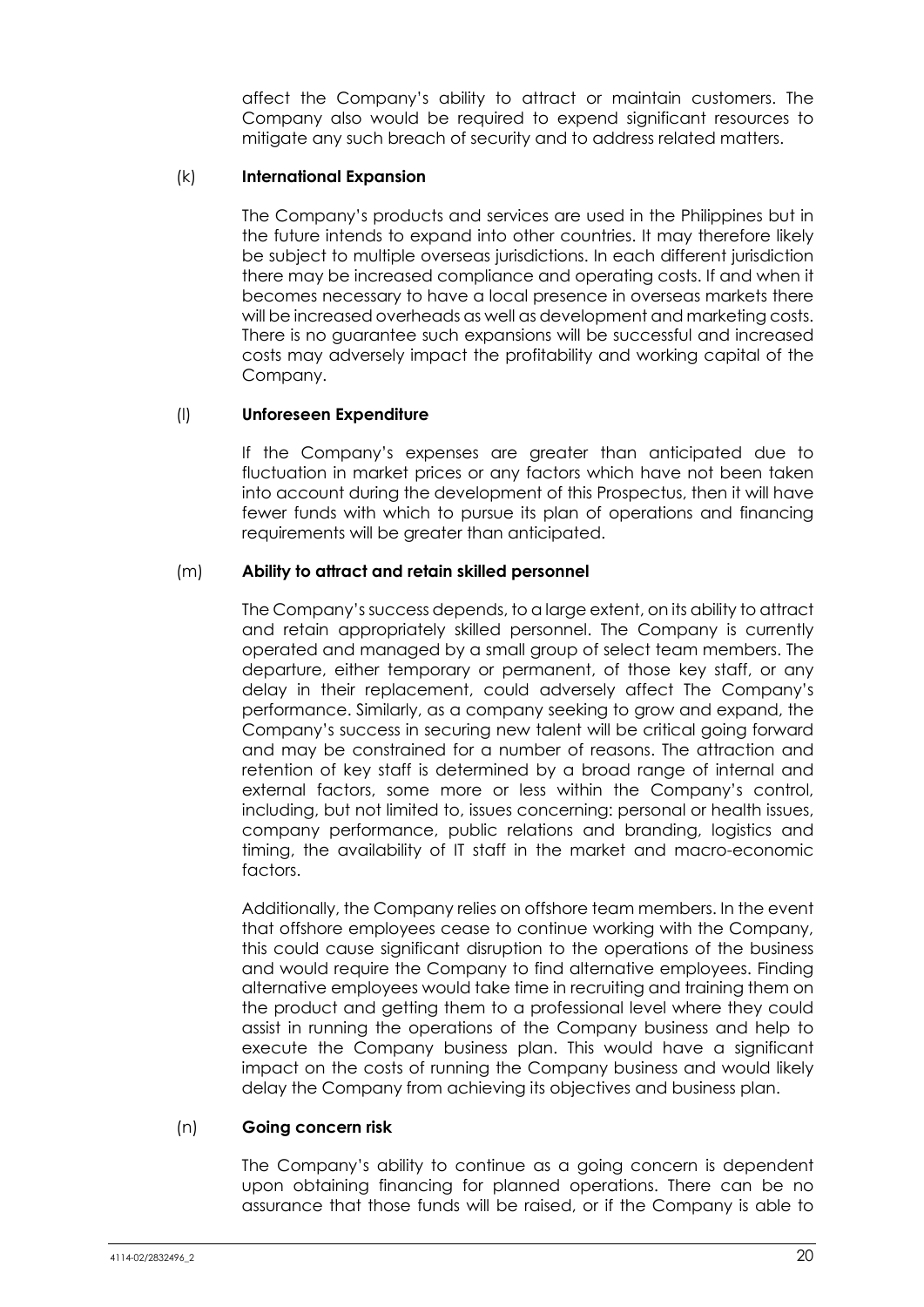affect the Company's ability to attract or maintain customers. The Company also would be required to expend significant resources to mitigate any such breach of security and to address related matters.

(k) **International Expansion**

The Company's products and services are used in the Philippines but in the future intends to expand into other countries. It may therefore likely be subject to multiple overseas jurisdictions. In each different jurisdiction there may be increased compliance and operating costs. If and when it becomes necessary to have a local presence in overseas markets there will be increased overheads as well as development and marketing costs. There is no guarantee such expansions will be successful and increased costs may adversely impact the profitability and working capital of the Company.

(l) **Unforeseen Expenditure**

If the Company's expenses are greater than anticipated due to fluctuation in market prices or any factors which have not been taken into account during the development of this Prospectus, then it will have fewer funds with which to pursue its plan of operations and financing requirements will be greater than anticipated.

(m) **Ability to attract and retain skilled personnel**

The Company's success depends, to a large extent, on its ability to attract and retain appropriately skilled personnel. The Company is currently operated and managed by a small group of select team members. The departure, either temporary or permanent, of those key staff, or any delay in their replacement, could adversely affect The Company's performance. Similarly, as a company seeking to grow and expand, the Company's success in securing new talent will be critical going forward and may be constrained for a number of reasons. The attraction and retention of key staff is determined by a broad range of internal and external factors, some more or less within the Company's control, including, but not limited to, issues concerning: personal or health issues, company performance, public relations and branding, logistics and timing, the availability of IT staff in the market and macro-economic factors.

Additionally, the Company relies on offshore team members. In the event that offshore employees cease to continue working with the Company, this could cause significant disruption to the operations of the business and would require the Company to find alternative employees. Finding alternative employees would take time in recruiting and training them on the product and getting them to a professional level where they could assist in running the operations of the Company business and help to execute the Company business plan. This would have a significant impact on the costs of running the Company business and would likely delay the Company from achieving its objectives and business plan.

(n) **Going concern risk**

The Company's ability to continue as a going concern is dependent upon obtaining financing for planned operations. There can be no assurance that those funds will be raised, or if the Company is able to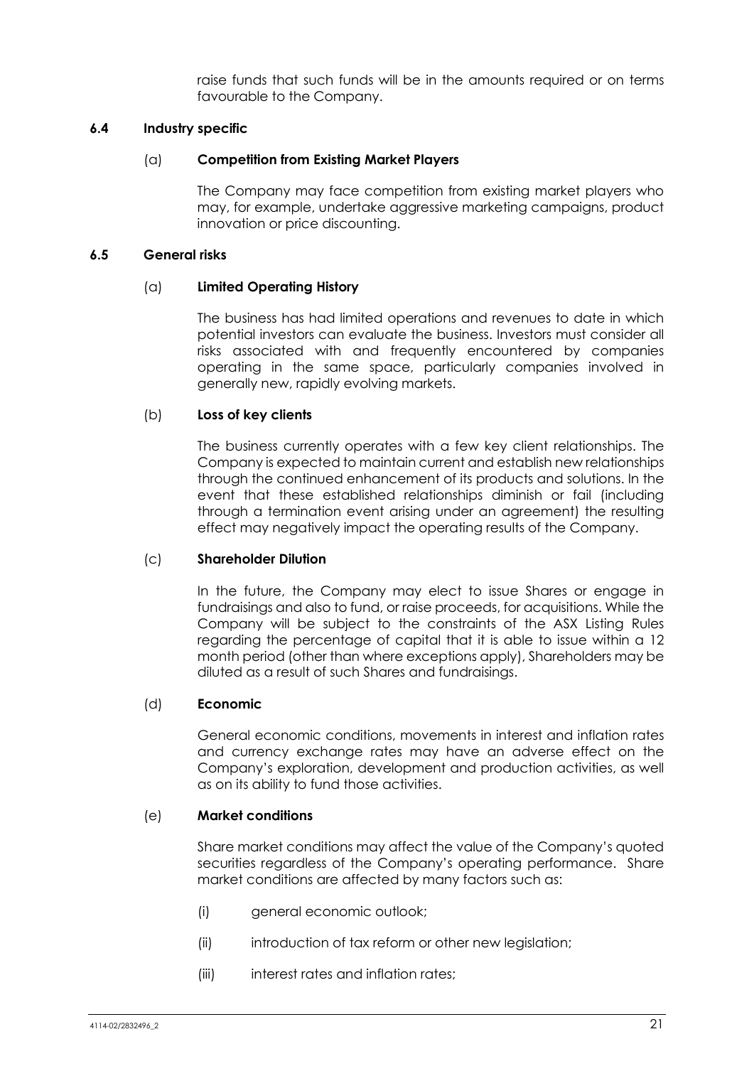raise funds that such funds will be in the amounts required or on terms favourable to the Company.

### 6.4 Industry specific

(a) **Competition from Existing Market Players**

The Company may face competition from existing market players who may, for example, undertake aggressive marketing campaigns, product innovation or price discounting.

### 6.5 General risks

(a) **Limited Operating History**

The business has had limited operations and revenues to date in which potential investors can evaluate the business. Investors must consider all risks associated with and frequently encountered by companies operating in the same space, particularly companies involved in generally new, rapidly evolving markets.

(b) **Loss of key clients**

The business currently operates with a few key client relationships. The Company is expected to maintain current and establish new relationships through the continued enhancement of its products and solutions. In the event that these established relationships diminish or fail (including through a termination event arising under an agreement) the resulting effect may negatively impact the operating results of the Company.

(c) **Shareholder Dilution**

In the future, the Company may elect to issue Shares or engage in fundraisings and also to fund, or raise proceeds, for acquisitions. While the Company will be subject to the constraints of the ASX Listing Rules regarding the percentage of capital that it is able to issue within a 12 month period (other than where exceptions apply), Shareholders may be diluted as a result of such Shares and fundraisings.

(d) **Economic**

General economic conditions, movements in interest and inflation rates and currency exchange rates may have an adverse effect on the Company's exploration, development and production activities, as well as on its ability to fund those activities.

(e) **Market conditions**

Share market conditions may affect the value of the Company's quoted securities regardless of the Company's operating performance. Share market conditions are affected by many factors such as:

(i) general economic outlook;

(ii) introduction of tax reform or other new legislation;

(iii) interest rates and inflation rates;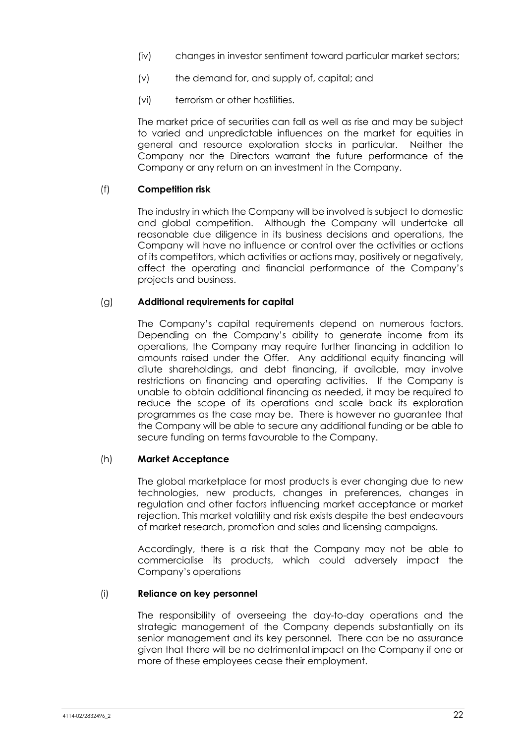(iv) changes in investor sentiment toward particular market sectors;

(v) the demand for, and supply of, capital; and

(vi) terrorism or other hostilities.

The market price of securities can fall as well as rise and may be subject to varied and unpredictable influences on the market for equities in general and resource exploration stocks in particular. Neither the Company nor the Directors warrant the future performance of the Company or any return on an investment in the Company.

(f) **Competition risk**

The industry in which the Company will be involved is subject to domestic and global competition. Although the Company will undertake all reasonable due diligence in its business decisions and operations, the Company will have no influence or control over the activities or actions of its competitors, which activities or actions may, positively or negatively, affect the operating and financial performance of the Company's projects and business.

(g) **Additional requirements for capital**

The Company's capital requirements depend on numerous factors. Depending on the Company's ability to generate income from its operations, the Company may require further financing in addition to amounts raised under the Offer. Any additional equity financing will dilute shareholdings, and debt financing, if available, may involve restrictions on financing and operating activities. If the Company is unable to obtain additional financing as needed, it may be required to reduce the scope of its operations and scale back its exploration programmes as the case may be. There is however no guarantee that the Company will be able to secure any additional funding or be able to secure funding on terms favourable to the Company.

(h) **Market Acceptance**

The global marketplace for most products is ever changing due to new technologies, new products, changes in preferences, changes in regulation and other factors influencing market acceptance or market rejection. This market volatility and risk exists despite the best endeavours of market research, promotion and sales and licensing campaigns.

Accordingly, there is a risk that the Company may not be able to commercialise its products, which could adversely impact the Company's operations

(i) **Reliance on key personnel**

The responsibility of overseeing the day-to-day operations and the strategic management of the Company depends substantially on its senior management and its key personnel. There can be no assurance given that there will be no detrimental impact on the Company if one or more of these employees cease their employment.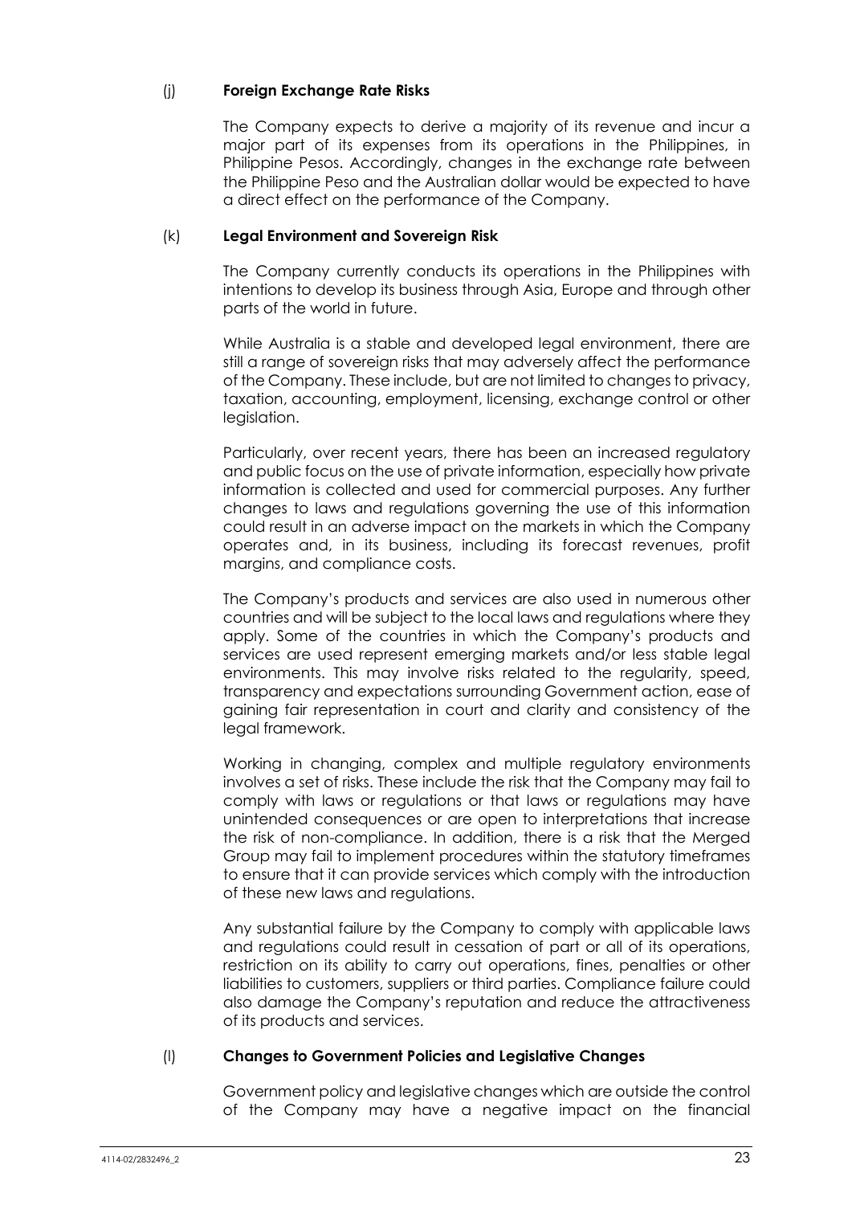(j) **Foreign Exchange Rate Risks**

The Company expects to derive a majority of its revenue and incur a major part of its expenses from its operations in the Philippines, in Philippine Pesos. Accordingly, changes in the exchange rate between the Philippine Peso and the Australian dollar would be expected to have a direct effect on the performance of the Company.

(k) **Legal Environment and Sovereign Risk**

The Company currently conducts its operations in the Philippines with intentions to develop its business through Asia, Europe and through other parts of the world in future.

While Australia is a stable and developed legal environment, there are still a range of sovereign risks that may adversely affect the performance of the Company. These include, but are not limited to changes to privacy, taxation, accounting, employment, licensing, exchange control or other legislation.

Particularly, over recent years, there has been an increased regulatory and public focus on the use of private information, especially how private information is collected and used for commercial purposes. Any further changes to laws and regulations governing the use of this information could result in an adverse impact on the markets in which the Company operates and, in its business, including its forecast revenues, profit margins, and compliance costs.

The Company's products and services are also used in numerous other countries and will be subject to the local laws and regulations where they apply. Some of the countries in which the Company's products and services are used represent emerging markets and/or less stable legal environments. This may involve risks related to the regularity, speed, transparency and expectations surrounding Government action, ease of gaining fair representation in court and clarity and consistency of the legal framework.

Working in changing, complex and multiple regulatory environments involves a set of risks. These include the risk that the Company may fail to comply with laws or regulations or that laws or regulations may have unintended consequences or are open to interpretations that increase the risk of non-compliance. In addition, there is a risk that the Merged Group may fail to implement procedures within the statutory timeframes to ensure that it can provide services which comply with the introduction of these new laws and regulations.

Any substantial failure by the Company to comply with applicable laws and regulations could result in cessation of part or all of its operations, restriction on its ability to carry out operations, fines, penalties or other liabilities to customers, suppliers or third parties. Compliance failure could also damage the Company's reputation and reduce the attractiveness of its products and services.

(l) **Changes to Government Policies and Legislative Changes**

Government policy and legislative changes which are outside the control of the Company may have a negative impact on the financial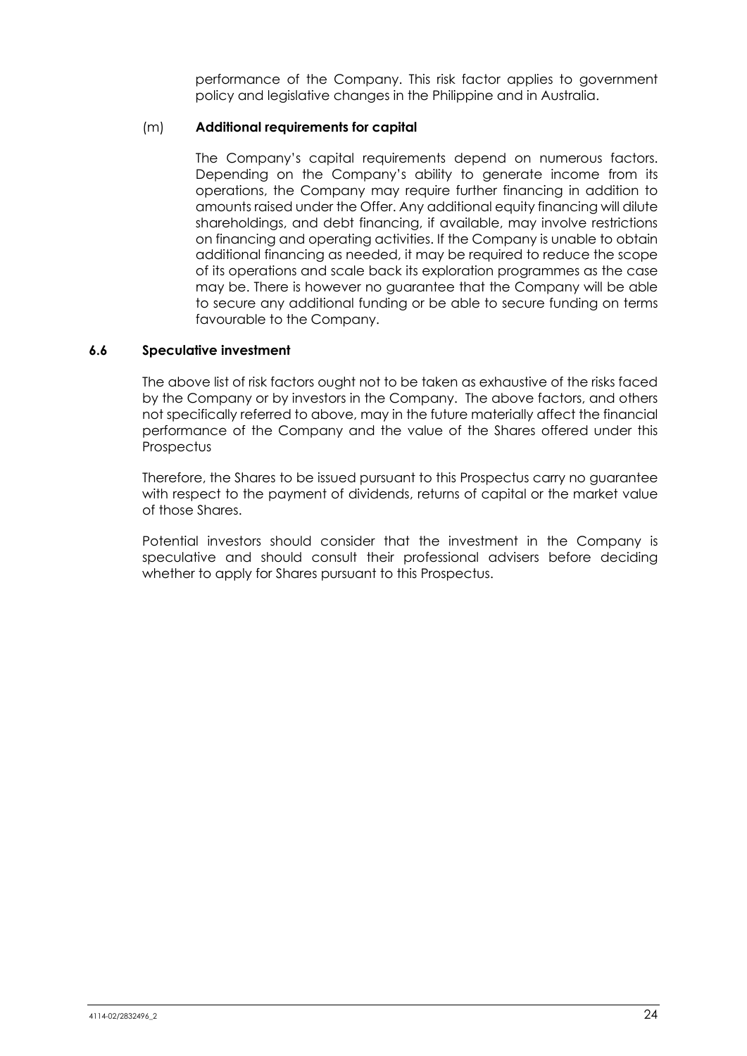performance of the Company. This risk factor applies to government policy and legislative changes in the Philippine and in Australia.

(m) **Additional requirements for capital**

The Company's capital requirements depend on numerous factors. Depending on the Company's ability to generate income from its operations, the Company may require further financing in addition to amounts raised under the Offer. Any additional equity financing will dilute shareholdings, and debt financing, if available, may involve restrictions on financing and operating activities. If the Company is unable to obtain additional financing as needed, it may be required to reduce the scope of its operations and scale back its exploration programmes as the case may be. There is however no guarantee that the Company will be able to secure any additional funding or be able to secure funding on terms favourable to the Company.

### 6.6 Speculative investment

The above list of risk factors ought not to be taken as exhaustive of the risks faced by the Company or by investors in the Company. The above factors, and others not specifically referred to above, may in the future materially affect the financial performance of the Company and the value of the Shares offered under this Prospectus

Therefore, the Shares to be issued pursuant to this Prospectus carry no guarantee with respect to the payment of dividends, returns of capital or the market value of those Shares.

Potential investors should consider that the investment in the Company is speculative and should consult their professional advisers before deciding whether to apply for Shares pursuant to this Prospectus.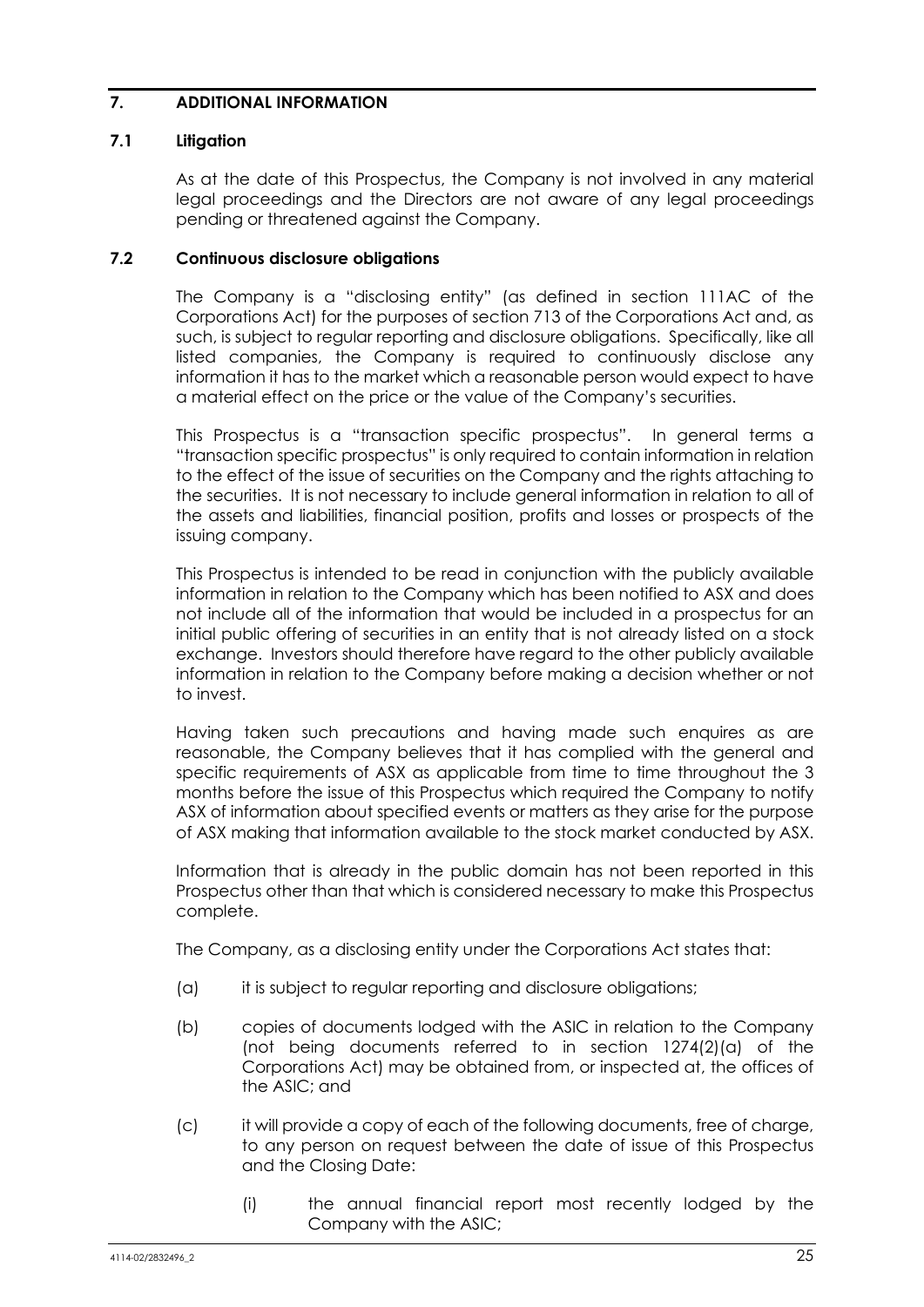# 7. ADDITIONAL INFORMATION

## 7.1 Litigation

As at the date of this Prospectus, the Company is not involved in any material legal proceedings and the Directors are not aware of any legal proceedings pending or threatened against the Company.

## 7.2 Continuous disclosure obligations

The Company is a "disclosing entity" (as defined in section 111AC of the Corporations Act) for the purposes of section 713 of the Corporations Act and, as such, is subject to regular reporting and disclosure obligations. Specifically, like all listed companies, the Company is required to continuously disclose any information it has to the market which a reasonable person would expect to have a material effect on the price or the value of the Company's securities.

This Prospectus is a "transaction specific prospectus". In general terms a "transaction specific prospectus" is only required to contain information in relation to the effect of the issue of securities on the Company and the rights attaching to the securities. It is not necessary to include general information in relation to all of the assets and liabilities, financial position, profits and losses or prospects of the issuing company.

This Prospectus is intended to be read in conjunction with the publicly available information in relation to the Company which has been notified to ASX and does not include all of the information that would be included in a prospectus for an initial public offering of securities in an entity that is not already listed on a stock exchange. Investors should therefore have regard to the other publicly available information in relation to the Company before making a decision whether or not to invest.

Having taken such precautions and having made such enquires as are reasonable, the Company believes that it has complied with the general and specific requirements of ASX as applicable from time to time throughout the 3 months before the issue of this Prospectus which required the Company to notify ASX of information about specified events or matters as they arise for the purpose of ASX making that information available to the stock market conducted by ASX.

Information that is already in the public domain has not been reported in this Prospectus other than that which is considered necessary to make this Prospectus complete.

The Company, as a disclosing entity under the Corporations Act states that:

(a) it is subject to regular reporting and disclosure obligations;

(b) copies of documents lodged with the ASIC in relation to the Company (not being documents referred to in section 1274(2)(a) of the Corporations Act) may be obtained from, or inspected at, the offices of the ASIC; and

(c) it will provide a copy of each of the following documents, free of charge, to any person on request between the date of issue of this Prospectus and the Closing Date:

   (i) the annual financial report most recently lodged by the Company with the ASIC;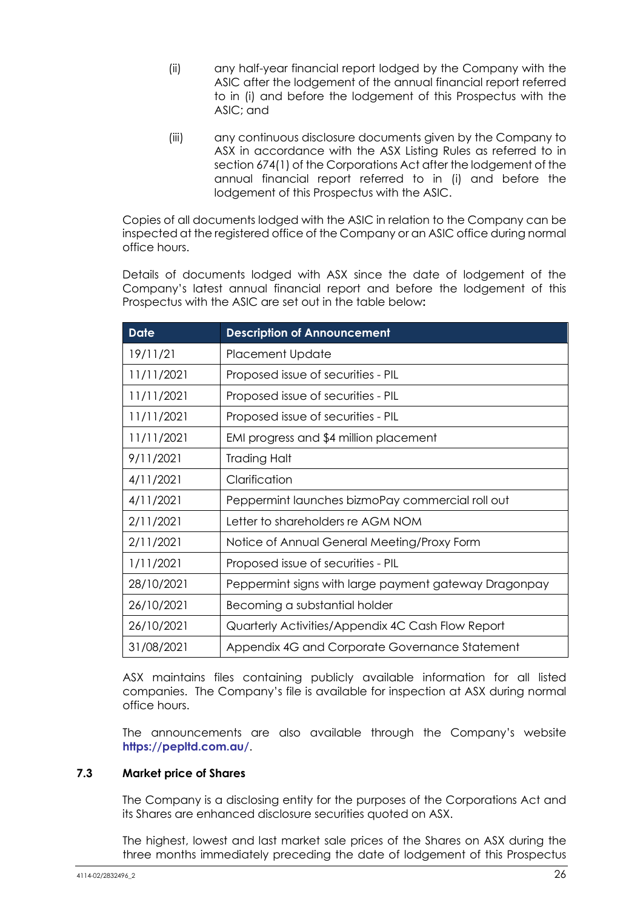(ii) any half-year financial report lodged by the Company with the ASIC after the lodgement of the annual financial report referred to in (i) and before the lodgement of this Prospectus with the ASIC; and

(iii) any continuous disclosure documents given by the Company to ASX in accordance with the ASX Listing Rules as referred to in section 674(1) of the Corporations Act after the lodgement of the annual financial report referred to in (i) and before the lodgement of this Prospectus with the ASIC.

Copies of all documents lodged with the ASIC in relation to the Company can be inspected at the registered office of the Company or an ASIC office during normal office hours.

Details of documents lodged with ASX since the date of lodgement of the Company's latest annual financial report and before the lodgement of this Prospectus with the ASIC are set out in the table below:

| Date | Description of Announcement |
| --- | --- |
| 19/11/21 | Placement Update |
| 11/11/2021 | Proposed issue of securities - PIL |
| 11/11/2021 | Proposed issue of securities - PIL |
| 11/11/2021 | Proposed issue of securities - PIL |
| 11/11/2021 | EMI progress and $4 million placement |
| 9/11/2021 | Trading Halt |
| 4/11/2021 | Clarification |
| 4/11/2021 | Peppermint launches bizmoPay commercial roll out |
| 2/11/2021 | Letter to shareholders re AGM NOM |
| 2/11/2021 | Notice of Annual General Meeting/Proxy Form |
| 1/11/2021 | Proposed issue of securities - PIL |
| 28/10/2021 | Peppermint signs with large payment gateway Dragonpay |
| 26/10/2021 | Becoming a substantial holder |
| 26/10/2021 | Quarterly Activities/Appendix 4C Cash Flow Report |
| 31/08/2021 | Appendix 4G and Corporate Governance Statement |

ASX maintains files containing publicly available information for all listed companies. The Company's file is available for inspection at ASX during normal office hours.

The announcements are also available through the Company's website **https://pepltd.com.au/**.

## 7.3 Market price of Shares

The Company is a disclosing entity for the purposes of the Corporations Act and its Shares are enhanced disclosure securities quoted on ASX.

The highest, lowest and last market sale prices of the Shares on ASX during the three months immediately preceding the date of lodgement of this Prospectus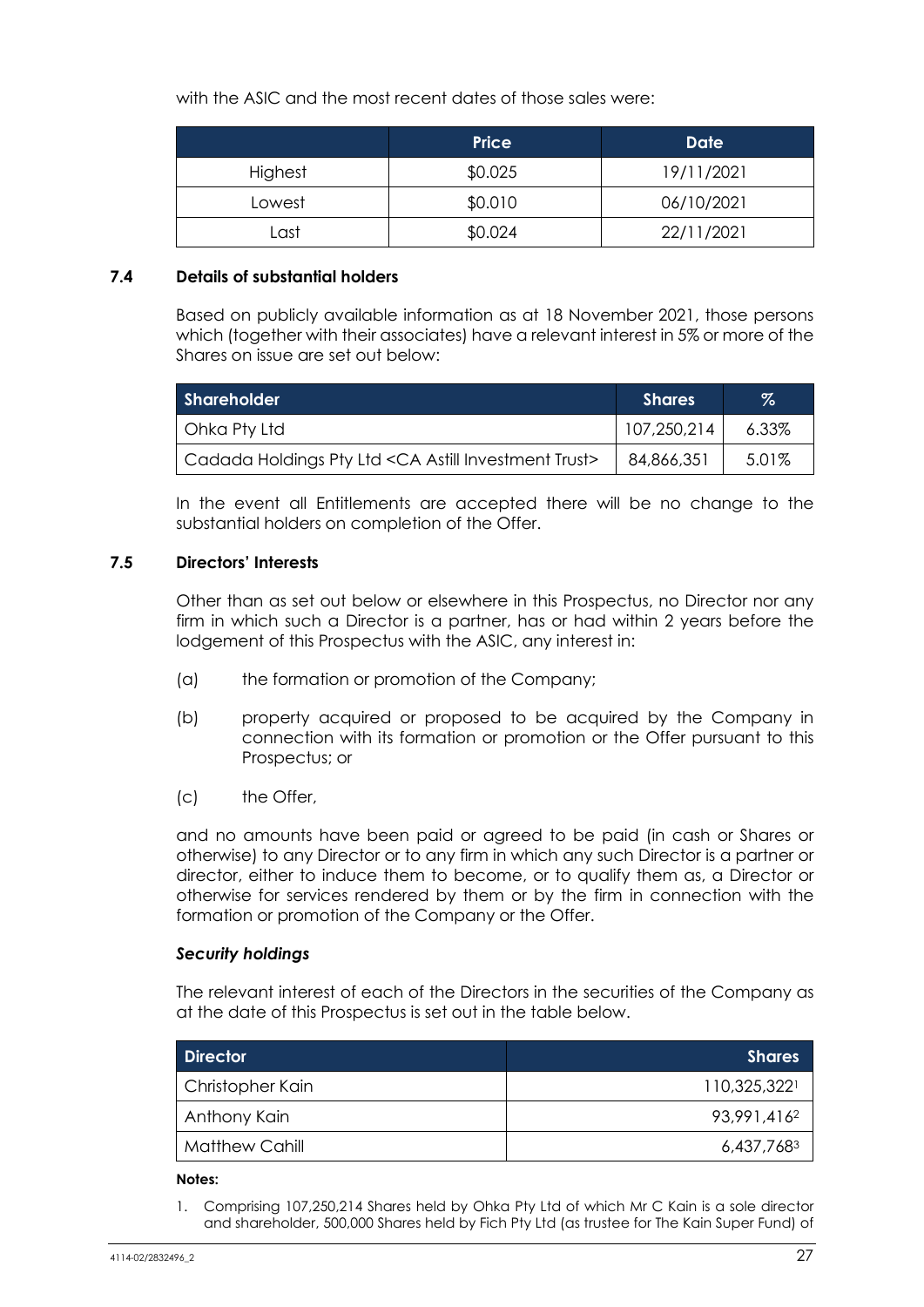with the ASIC and the most recent dates of those sales were:

| | Price | Date |
|---|---|---|
| Highest | $0.025 | 19/11/2021 |
| Lowest | $0.010 | 06/10/2021 |
| Last | $0.024 | 22/11/2021 |

### 7.4 Details of substantial holders

Based on publicly available information as at 18 November 2021, those persons which (together with their associates) have a relevant interest in 5% or more of the Shares on issue are set out below:

| Shareholder | Shares | % |
|---|---|---|
| Ohka Pty Ltd | 107,250,214 | 6.33% |
| Cadada Holdings Pty Ltd <CA Astill Investment Trust> | 84,866,351 | 5.01% |

In the event all Entitlements are accepted there will be no change to the substantial holders on completion of the Offer.

### 7.5 Directors' Interests

Other than as set out below or elsewhere in this Prospectus, no Director nor any firm in which such a Director is a partner, has or had within 2 years before the lodgement of this Prospectus with the ASIC, any interest in:

(a) the formation or promotion of the Company;

(b) property acquired or proposed to be acquired by the Company in connection with its formation or promotion or the Offer pursuant to this Prospectus; or

(c) the Offer,

and no amounts have been paid or agreed to be paid (in cash or Shares or otherwise) to any Director or to any firm in which any such Director is a partner or director, either to induce them to become, or to qualify them as, a Director or otherwise for services rendered by them or by the firm in connection with the formation or promotion of the Company or the Offer.

***Security holdings***

The relevant interest of each of the Directors in the securities of the Company as at the date of this Prospectus is set out in the table below.

| Director | Shares |
|---|---|
| Christopher Kain | 110,325,322[1] |
| Anthony Kain | 93,991,416[2] |
| Matthew Cahill | 6,437,768[3] |

**Notes:**

1. Comprising 107,250,214 Shares held by Ohka Pty Ltd of which Mr C Kain is a sole director and shareholder, 500,000 Shares held by Fich Pty Ltd (as trustee for The Kain Super Fund) of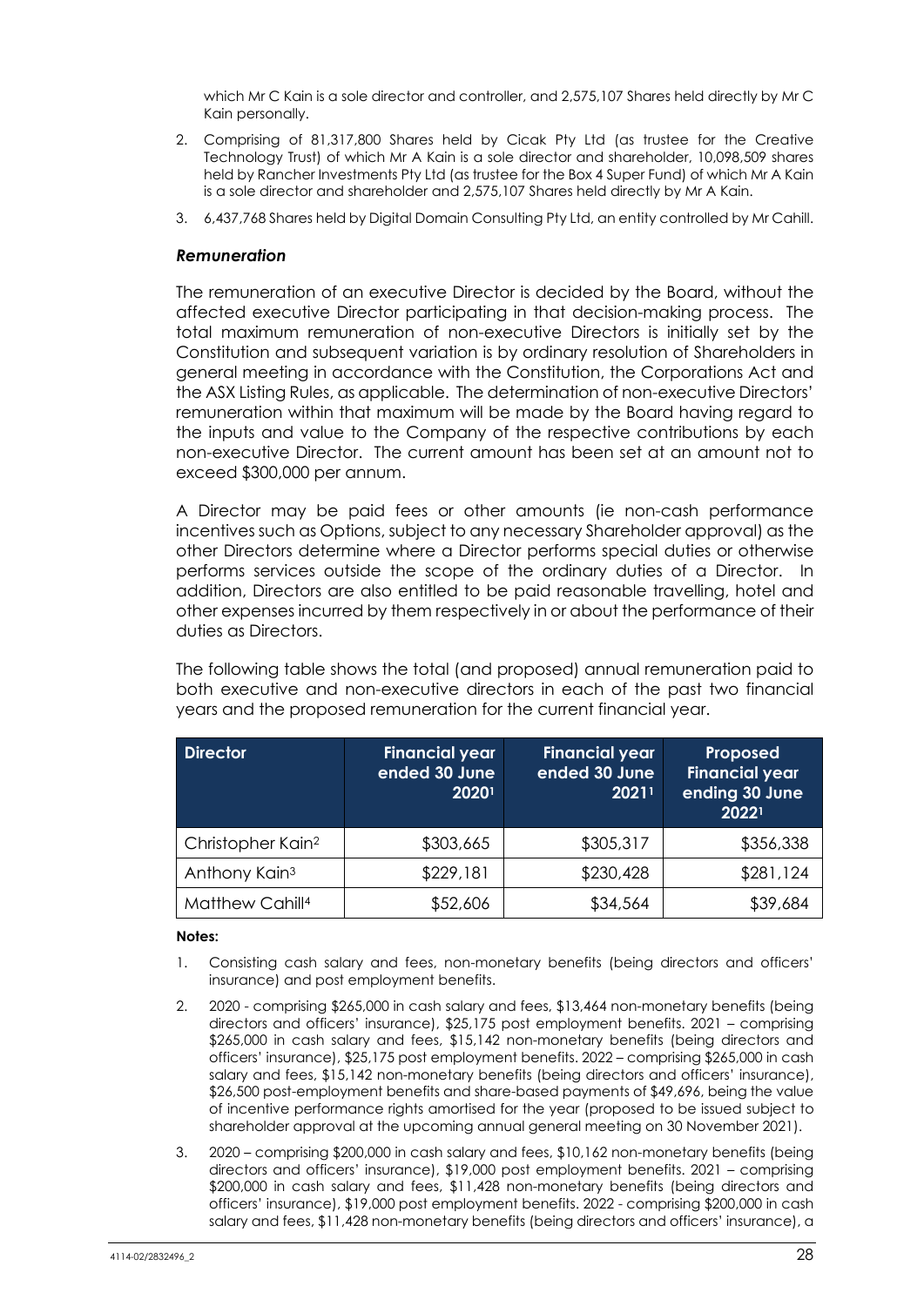which Mr C Kain is a sole director and controller, and 2,575,107 Shares held directly by Mr C Kain personally.

2. Comprising of 81,317,800 Shares held by Cicak Pty Ltd (as trustee for the Creative Technology Trust) of which Mr A Kain is a sole director and shareholder, 10,098,509 shares held by Rancher Investments Pty Ltd (as trustee for the Box 4 Super Fund) of which Mr A Kain is a sole director and shareholder and 2,575,107 Shares held directly by Mr A Kain.
3. 6,437,768 Shares held by Digital Domain Consulting Pty Ltd, an entity controlled by Mr Cahill.

### *Remuneration*

The remuneration of an executive Director is decided by the Board, without the affected executive Director participating in that decision-making process. The total maximum remuneration of non-executive Directors is initially set by the Constitution and subsequent variation is by ordinary resolution of Shareholders in general meeting in accordance with the Constitution, the Corporations Act and the ASX Listing Rules, as applicable. The determination of non-executive Directors' remuneration within that maximum will be made by the Board having regard to the inputs and value to the Company of the respective contributions by each non-executive Director. The current amount has been set at an amount not to exceed $300,000 per annum.

A Director may be paid fees or other amounts (ie non-cash performance incentives such as Options, subject to any necessary Shareholder approval) as the other Directors determine where a Director performs special duties or otherwise performs services outside the scope of the ordinary duties of a Director. In addition, Directors are also entitled to be paid reasonable travelling, hotel and other expenses incurred by them respectively in or about the performance of their duties as Directors.

The following table shows the total (and proposed) annual remuneration paid to both executive and non-executive directors in each of the past two financial years and the proposed remuneration for the current financial year.

| Director | Financial year ended 30 June 2020[1] | Financial year ended 30 June 2021[1] | Proposed Financial year ending 30 June 2022[1] |
|---|---|---|---|
| Christopher Kain[2] | $303,665 | $305,317 | $356,338 |
| Anthony Kain[3] | $229,181 | $230,428 | $281,124 |
| Matthew Cahill[4] | $52,606 | $34,564 | $39,684 |

**Notes:**

1. Consisting cash salary and fees, non-monetary benefits (being directors and officers' insurance) and post employment benefits.
2. 2020 - comprising $265,000 in cash salary and fees, $13,464 non-monetary benefits (being directors and officers' insurance), $25,175 post employment benefits. 2021 – comprising $265,000 in cash salary and fees, $15,142 non-monetary benefits (being directors and officers' insurance), $25,175 post employment benefits. 2022 – comprising $265,000 in cash salary and fees, $15,142 non-monetary benefits (being directors and officers' insurance), $26,500 post-employment benefits and share-based payments of $49,696, being the value of incentive performance rights amortised for the year (proposed to be issued subject to shareholder approval at the upcoming annual general meeting on 30 November 2021).
3. 2020 – comprising $200,000 in cash salary and fees, $10,162 non-monetary benefits (being directors and officers' insurance), $19,000 post employment benefits. 2021 – comprising $200,000 in cash salary and fees, $11,428 non-monetary benefits (being directors and officers' insurance), $19,000 post employment benefits. 2022 - comprising $200,000 in cash salary and fees, $11,428 non-monetary benefits (being directors and officers' insurance), a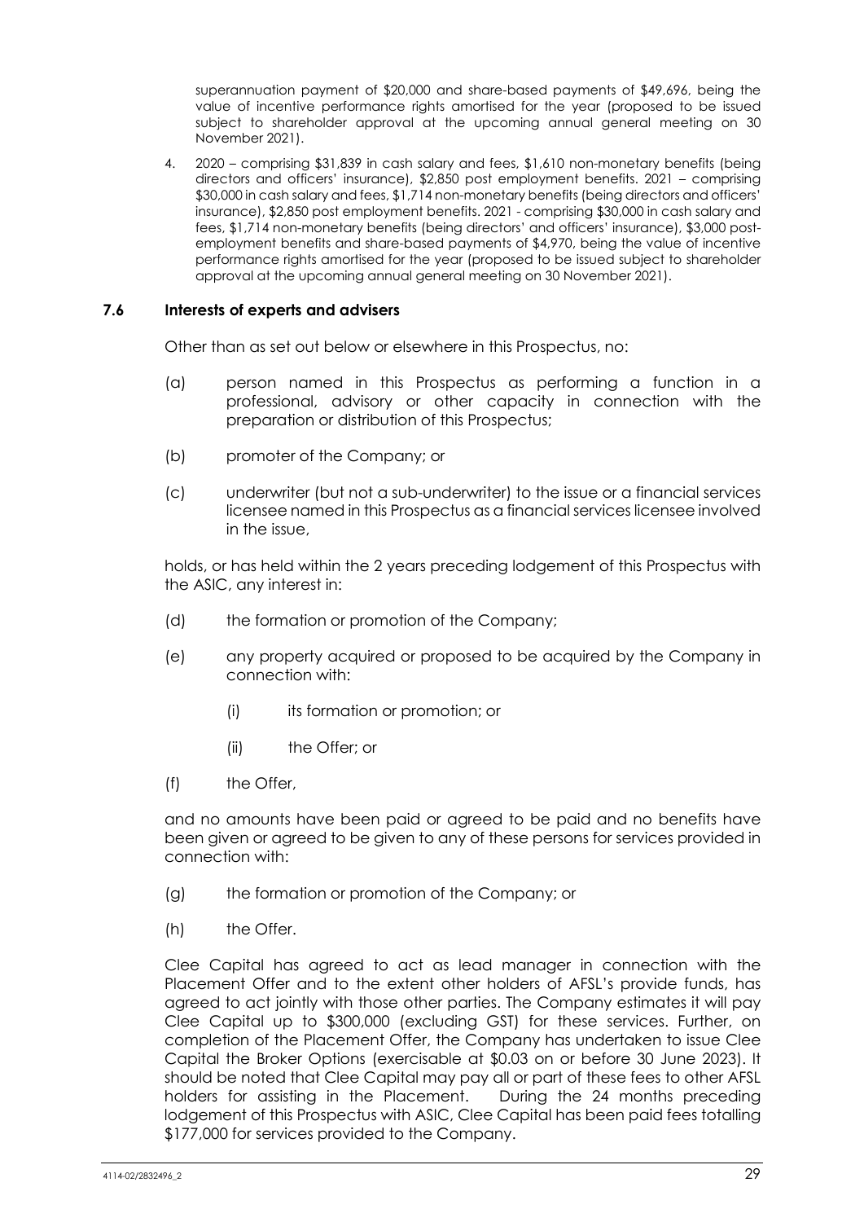superannuation payment of $20,000 and share-based payments of $49,696, being the value of incentive performance rights amortised for the year (proposed to be issued subject to shareholder approval at the upcoming annual general meeting on 30 November 2021).

4. 2020 – comprising $31,839 in cash salary and fees, $1,610 non-monetary benefits (being directors and officers' insurance), $2,850 post employment benefits. 2021 – comprising $30,000 in cash salary and fees, $1,714 non-monetary benefits (being directors and officers' insurance), $2,850 post employment benefits. 2021 - comprising $30,000 in cash salary and fees, $1,714 non-monetary benefits (being directors' and officers' insurance), $3,000 post-employment benefits and share-based payments of $4,970, being the value of incentive performance rights amortised for the year (proposed to be issued subject to shareholder approval at the upcoming annual general meeting on 30 November 2021).

### 7.6 Interests of experts and advisers

Other than as set out below or elsewhere in this Prospectus, no:

(a) person named in this Prospectus as performing a function in a professional, advisory or other capacity in connection with the preparation or distribution of this Prospectus;

(b) promoter of the Company; or

(c) underwriter (but not a sub-underwriter) to the issue or a financial services licensee named in this Prospectus as a financial services licensee involved in the issue,

holds, or has held within the 2 years preceding lodgement of this Prospectus with the ASIC, any interest in:

(d) the formation or promotion of the Company;

(e) any property acquired or proposed to be acquired by the Company in connection with:

  (i) its formation or promotion; or

  (ii) the Offer; or

(f) the Offer,

and no amounts have been paid or agreed to be paid and no benefits have been given or agreed to be given to any of these persons for services provided in connection with:

(g) the formation or promotion of the Company; or

(h) the Offer.

Clee Capital has agreed to act as lead manager in connection with the Placement Offer and to the extent other holders of AFSL's provide funds, has agreed to act jointly with those other parties. The Company estimates it will pay Clee Capital up to $300,000 (excluding GST) for these services. Further, on completion of the Placement Offer, the Company has undertaken to issue Clee Capital the Broker Options (exercisable at $0.03 on or before 30 June 2023). It should be noted that Clee Capital may pay all or part of these fees to other AFSL holders for assisting in the Placement. During the 24 months preceding lodgement of this Prospectus with ASIC, Clee Capital has been paid fees totalling $177,000 for services provided to the Company.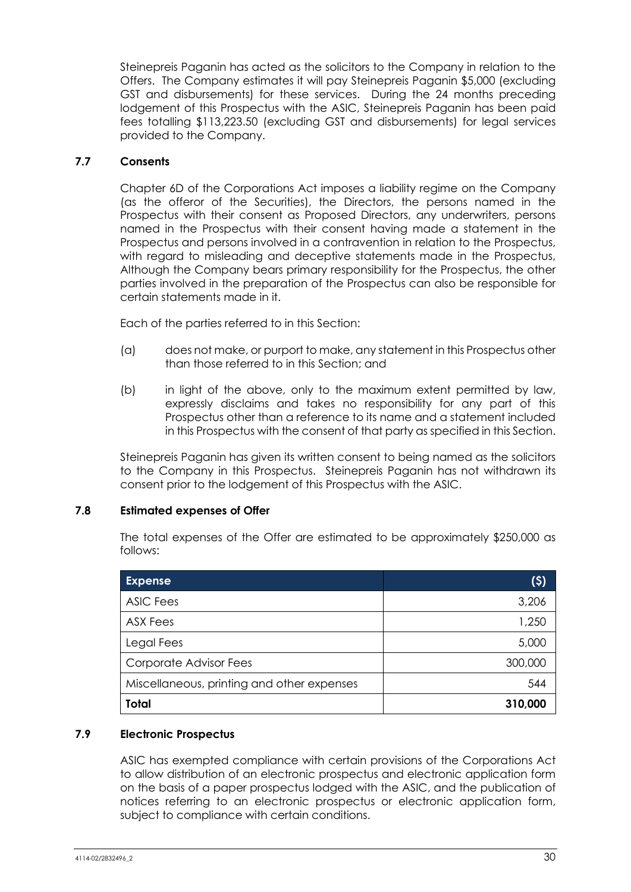Steinepreis Paganin has acted as the solicitors to the Company in relation to the Offers. The Company estimates it will pay Steinepreis Paganin $5,000 (excluding GST and disbursements) for these services. During the 24 months preceding lodgement of this Prospectus with the ASIC, Steinepreis Paganin has been paid fees totalling $113,223.50 (excluding GST and disbursements) for legal services provided to the Company.

## 7.7 Consents

Chapter 6D of the Corporations Act imposes a liability regime on the Company (as the offeror of the Securities), the Directors, the persons named in the Prospectus with their consent as Proposed Directors, any underwriters, persons named in the Prospectus with their consent having made a statement in the Prospectus and persons involved in a contravention in relation to the Prospectus, with regard to misleading and deceptive statements made in the Prospectus, Although the Company bears primary responsibility for the Prospectus, the other parties involved in the preparation of the Prospectus can also be responsible for certain statements made in it.

Each of the parties referred to in this Section:

(a) does not make, or purport to make, any statement in this Prospectus other than those referred to in this Section; and

(b) in light of the above, only to the maximum extent permitted by law, expressly disclaims and takes no responsibility for any part of this Prospectus other than a reference to its name and a statement included in this Prospectus with the consent of that party as specified in this Section.

Steinepreis Paganin has given its written consent to being named as the solicitors to the Company in this Prospectus. Steinepreis Paganin has not withdrawn its consent prior to the lodgement of this Prospectus with the ASIC.

## 7.8 Estimated expenses of Offer

The total expenses of the Offer are estimated to be approximately $250,000 as follows:

| Expense | ($) |
|---|---:|
| ASIC Fees | 3,206 |
| ASX Fees | 1,250 |
| Legal Fees | 5,000 |
| Corporate Advisor Fees | 300,000 |
| Miscellaneous, printing and other expenses | 544 |
| **Total** | **310,000** |

## 7.9 Electronic Prospectus

ASIC has exempted compliance with certain provisions of the Corporations Act to allow distribution of an electronic prospectus and electronic application form on the basis of a paper prospectus lodged with the ASIC, and the publication of notices referring to an electronic prospectus or electronic application form, subject to compliance with certain conditions.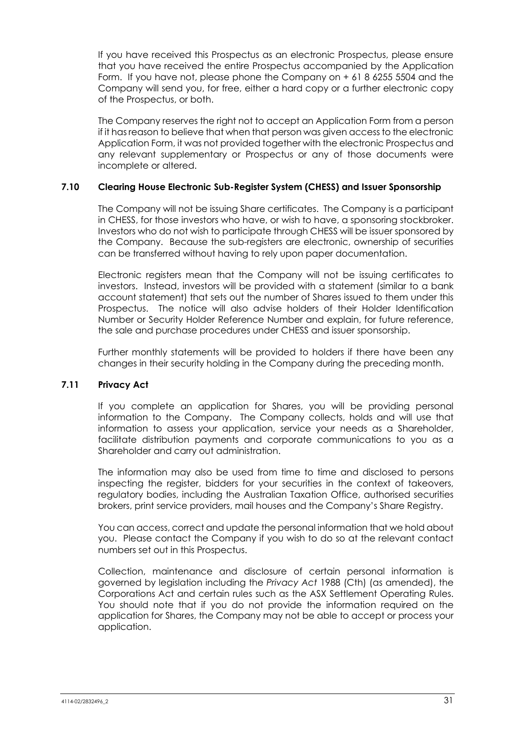If you have received this Prospectus as an electronic Prospectus, please ensure that you have received the entire Prospectus accompanied by the Application Form. If you have not, please phone the Company on + 61 8 6255 5504 and the Company will send you, for free, either a hard copy or a further electronic copy of the Prospectus, or both.

The Company reserves the right not to accept an Application Form from a person if it has reason to believe that when that person was given access to the electronic Application Form, it was not provided together with the electronic Prospectus and any relevant supplementary or Prospectus or any of those documents were incomplete or altered.

### 7.10 Clearing House Electronic Sub-Register System (CHESS) and Issuer Sponsorship

The Company will not be issuing Share certificates. The Company is a participant in CHESS, for those investors who have, or wish to have, a sponsoring stockbroker. Investors who do not wish to participate through CHESS will be issuer sponsored by the Company. Because the sub-registers are electronic, ownership of securities can be transferred without having to rely upon paper documentation.

Electronic registers mean that the Company will not be issuing certificates to investors. Instead, investors will be provided with a statement (similar to a bank account statement) that sets out the number of Shares issued to them under this Prospectus. The notice will also advise holders of their Holder Identification Number or Security Holder Reference Number and explain, for future reference, the sale and purchase procedures under CHESS and issuer sponsorship.

Further monthly statements will be provided to holders if there have been any changes in their security holding in the Company during the preceding month.

### 7.11 Privacy Act

If you complete an application for Shares, you will be providing personal information to the Company. The Company collects, holds and will use that information to assess your application, service your needs as a Shareholder, facilitate distribution payments and corporate communications to you as a Shareholder and carry out administration.

The information may also be used from time to time and disclosed to persons inspecting the register, bidders for your securities in the context of takeovers, regulatory bodies, including the Australian Taxation Office, authorised securities brokers, print service providers, mail houses and the Company's Share Registry.

You can access, correct and update the personal information that we hold about you. Please contact the Company if you wish to do so at the relevant contact numbers set out in this Prospectus.

Collection, maintenance and disclosure of certain personal information is governed by legislation including the *Privacy Act* 1988 (Cth) (as amended), the Corporations Act and certain rules such as the ASX Settlement Operating Rules. You should note that if you do not provide the information required on the application for Shares, the Company may not be able to accept or process your application.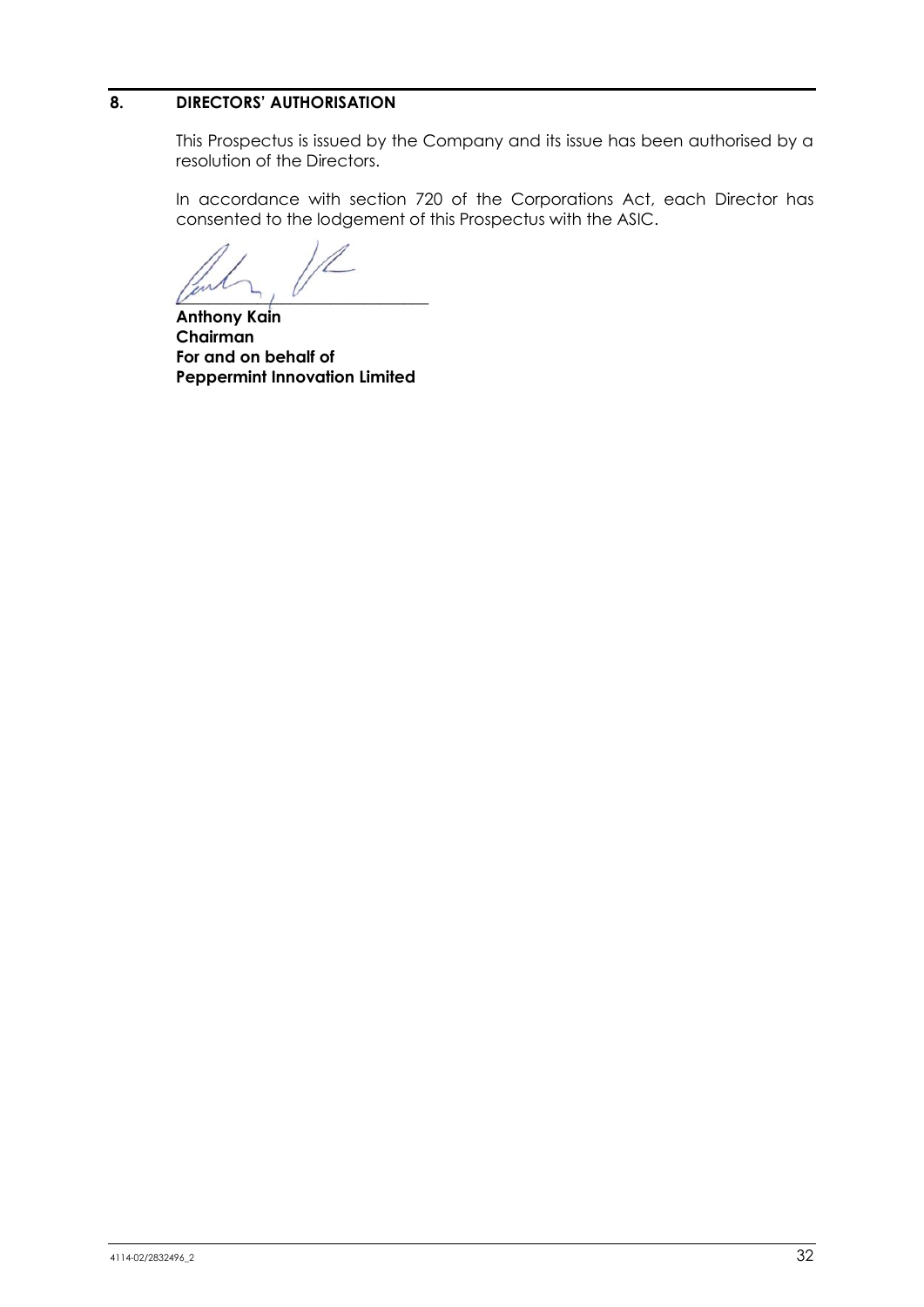## 8. DIRECTORS' AUTHORISATION

This Prospectus is issued by the Company and its issue has been authorised by a resolution of the Directors.

In accordance with section 720 of the Corporations Act, each Director has consented to the lodgement of this Prospectus with the ASIC.

**Anthony Kain**
**Chairman**
**For and on behalf of**
**Peppermint Innovation Limited**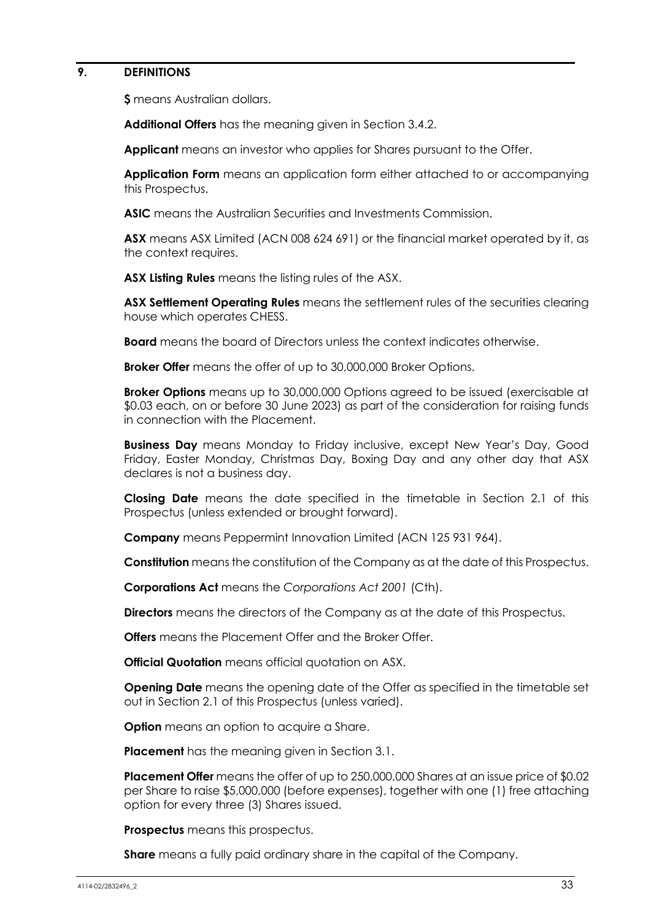## 9. DEFINITIONS

**$** means Australian dollars.

**Additional Offers** has the meaning given in Section 3.4.2.

**Applicant** means an investor who applies for Shares pursuant to the Offer.

**Application Form** means an application form either attached to or accompanying this Prospectus.

**ASIC** means the Australian Securities and Investments Commission.

**ASX** means ASX Limited (ACN 008 624 691) or the financial market operated by it, as the context requires.

**ASX Listing Rules** means the listing rules of the ASX.

**ASX Settlement Operating Rules** means the settlement rules of the securities clearing house which operates CHESS.

**Board** means the board of Directors unless the context indicates otherwise.

**Broker Offer** means the offer of up to 30,000,000 Broker Options.

**Broker Options** means up to 30,000,000 Options agreed to be issued (exercisable at $0.03 each, on or before 30 June 2023) as part of the consideration for raising funds in connection with the Placement.

**Business Day** means Monday to Friday inclusive, except New Year's Day, Good Friday, Easter Monday, Christmas Day, Boxing Day and any other day that ASX declares is not a business day.

**Closing Date** means the date specified in the timetable in Section 2.1 of this Prospectus (unless extended or brought forward).

**Company** means Peppermint Innovation Limited (ACN 125 931 964).

**Constitution** means the constitution of the Company as at the date of this Prospectus.

**Corporations Act** means the *Corporations Act 2001* (Cth).

**Directors** means the directors of the Company as at the date of this Prospectus.

**Offers** means the Placement Offer and the Broker Offer.

**Official Quotation** means official quotation on ASX.

**Opening Date** means the opening date of the Offer as specified in the timetable set out in Section 2.1 of this Prospectus (unless varied).

**Option** means an option to acquire a Share.

**Placement** has the meaning given in Section 3.1.

**Placement Offer** means the offer of up to 250,000,000 Shares at an issue price of $0.02 per Share to raise $5,000,000 (before expenses), together with one (1) free attaching option for every three (3) Shares issued.

**Prospectus** means this prospectus.

**Share** means a fully paid ordinary share in the capital of the Company.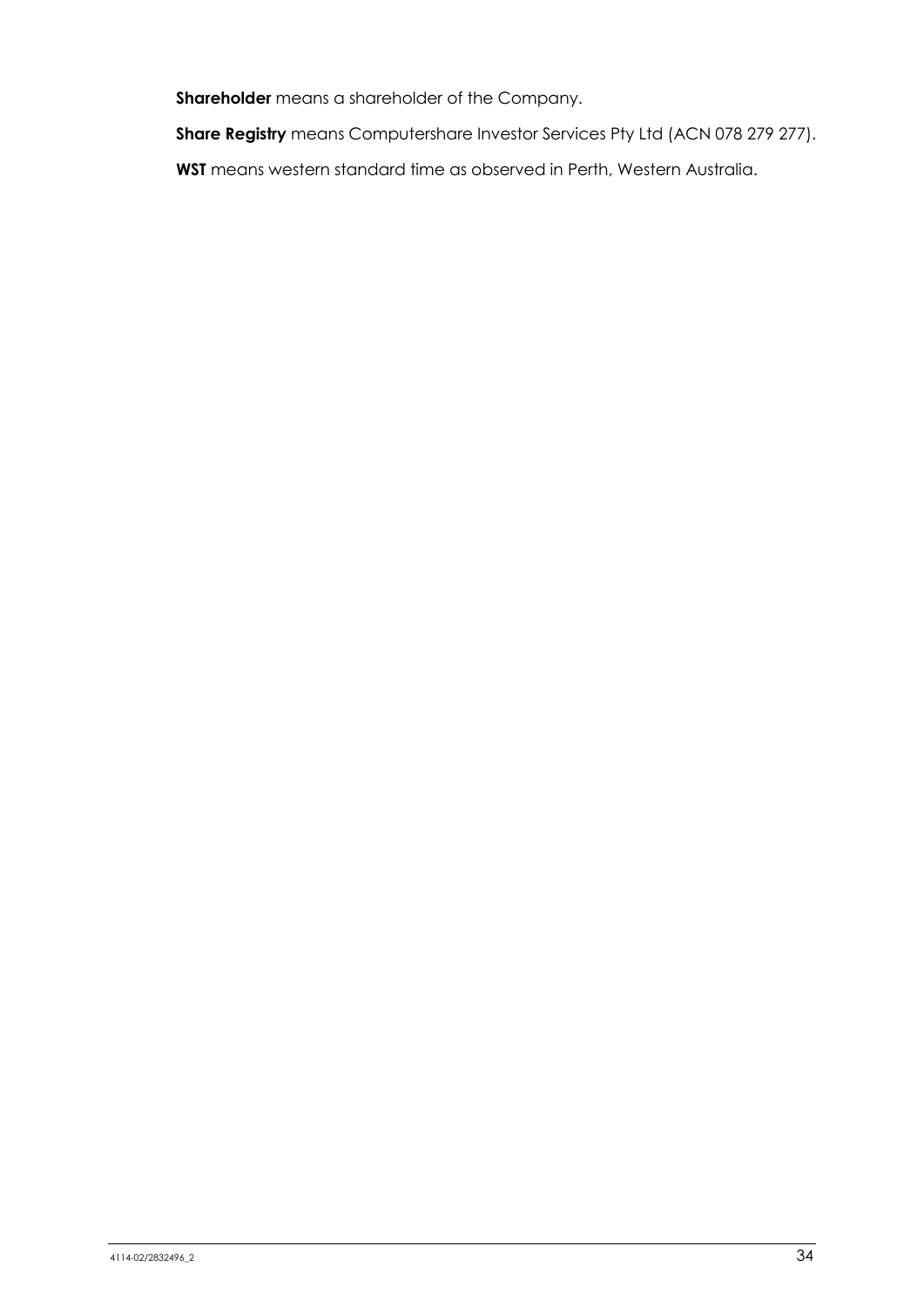**Shareholder** means a shareholder of the Company.

**Share Registry** means Computershare Investor Services Pty Ltd (ACN 078 279 277).

**WST** means western standard time as observed in Perth, Western Australia.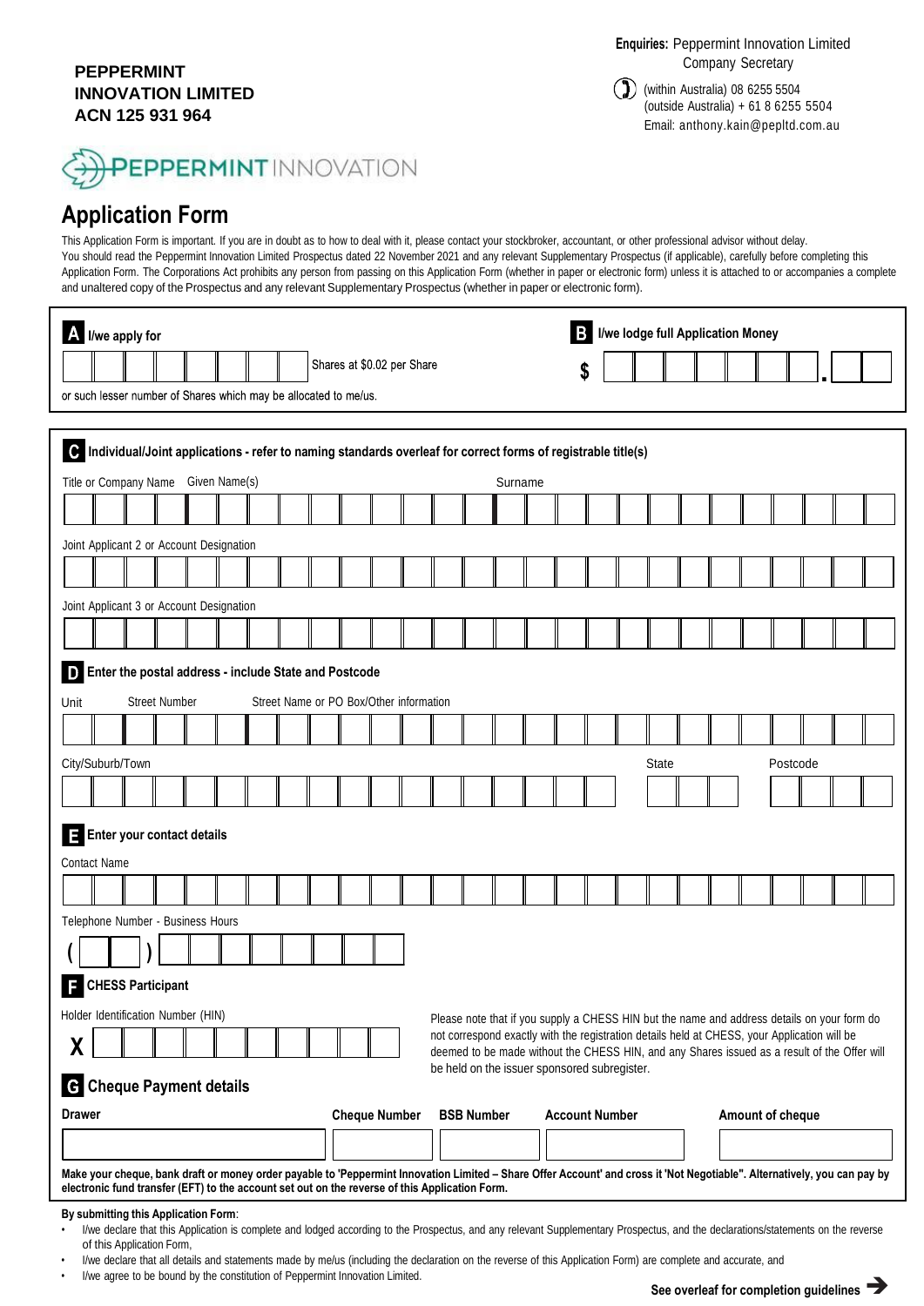**PEPPERMINT INNOVATION LIMITED**
**ACN 125 931 964**

**Enquiries:** Peppermint Innovation Limited
Company Secretary

(within Australia) 08 6255 5504
(outside Australia) + 61 8 6255 5504
Email: anthony.kain@pepltd.com.au

# Application Form

This Application Form is important. If you are in doubt as to how to deal with it, please contact your stockbroker, accountant, or other professional advisor without delay.
You should read the Peppermint Innovation Limited Prospectus dated 22 November 2021 and any relevant Supplementary Prospectus (if applicable), carefully before completing this Application Form. The Corporations Act prohibits any person from passing on this Application Form (whether in paper or electronic form) unless it is attached to or accompanies a complete and unaltered copy of the Prospectus and any relevant Supplementary Prospectus (whether in paper or electronic form).

**A** I/we apply for

[ ] Shares at $0.02 per Share

or such lesser number of Shares which may be allocated to me/us.

**B** I/we lodge full Application Money

$ [ ] . [ ]

**C** Individual/Joint applications - refer to naming standards overleaf for correct forms of registrable title(s)

Title or Company Name Given Name(s) Surname

Joint Applicant 2 or Account Designation

Joint Applicant 3 or Account Designation

**D** Enter the postal address - include State and Postcode

Unit Street Number Street Name or PO Box/Other information

City/Suburb/Town State Postcode

**E** Enter your contact details

Contact Name

Telephone Number - Business Hours

( ) 

**F** CHESS Participant

Holder Identification Number (HIN)

X

Please note that if you supply a CHESS HIN but the name and address details on your form do not correspond exactly with the registration details held at CHESS, your Application will be deemed to be made without the CHESS HIN, and any Shares issued as a result of the Offer will be held on the issuer sponsored subregister.

**G** Cheque Payment details

| Drawer | Cheque Number | BSB Number | Account Number | Amount of cheque |
|---|---|---|---|---|
| | | | | |

**Make your cheque, bank draft or money order payable to 'Peppermint Innovation Limited – Share Offer Account' and cross it 'Not Negotiable". Alternatively, you can pay by electronic fund transfer (EFT) to the account set out on the reverse of this Application Form.**

**By submitting this Application Form**:

- I/we declare that this Application is complete and lodged according to the Prospectus, and any relevant Supplementary Prospectus, and the declarations/statements on the reverse of this Application Form,
- I/we declare that all details and statements made by me/us (including the declaration on the reverse of this Application Form) are complete and accurate, and
- I/we agree to be bound by the constitution of Peppermint Innovation Limited.

**See overleaf for completion guidelines** ➔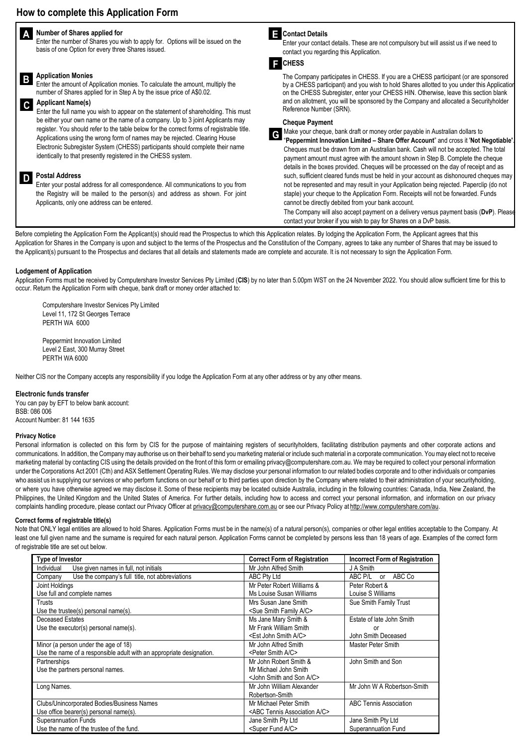# How to complete this Application Form

**A** **Number of Shares applied for**
Enter the number of Shares you wish to apply for. Options will be issued on the basis of one Option for every three Shares issued.

**B** **Application Monies**
Enter the amount of Application monies. To calculate the amount, multiply the number of Shares applied for in Step A by the issue price of A$0.02.

**C** **Applicant Name(s)**
Enter the full name you wish to appear on the statement of shareholding. This must be either your own name or the name of a company. Up to 3 joint Applicants may register. You should refer to the table below for the correct forms of registrable title. Applications using the wrong form of names may be rejected. Clearing House Electronic Subregister System (CHESS) participants should complete their name identically to that presently registered in the CHESS system.

**D** **Postal Address**
Enter your postal address for all correspondence. All communications to you from the Registry will be mailed to the person(s) and address as shown. For joint Applicants, only one address can be entered.

**E** **Contact Details**
Enter your contact details. These are not compulsory but will assist us if we need to contact you regarding this Application.

**F** **CHESS**
The Company participates in CHESS. If you are a CHESS participant (or are sponsored by a CHESS participant) and you wish to hold Shares allotted to you under this Application on the CHESS Subregister, enter your CHESS HIN. Otherwise, leave this section blank and on allotment, you will be sponsored by the Company and allocated a Securityholder Reference Number (SRN).

**G** **Cheque Payment**
Make your cheque, bank draft or money order payable in Australian dollars to "**Peppermint Innovation Limited – Share Offer Account**" and cross it '**Not Negotiable'**. Cheques must be drawn from an Australian bank. Cash will not be accepted. The total payment amount must agree with the amount shown in Step B. Complete the cheque details in the boxes provided. Cheques will be processed on the day of receipt and as such, sufficient cleared funds must be held in your account as dishonoured cheques may not be represented and may result in your Application being rejected. Paperclip (do not staple) your cheque to the Application Form. Receipts will not be forwarded. Funds cannot be directly debited from your bank account.
The Company will also accept payment on a delivery versus payment basis (**DvP**). Please contact your broker if you wish to pay for Shares on a DvP basis.

Before completing the Application Form the Applicant(s) should read the Prospectus to which this Application relates. By lodging the Application Form, the Applicant agrees that this Application for Shares in the Company is upon and subject to the terms of the Prospectus and the Constitution of the Company, agrees to take any number of Shares that may be issued to the Applicant(s) pursuant to the Prospectus and declares that all details and statements made are complete and accurate. It is not necessary to sign the Application Form.

### Lodgement of Application

Application Forms must be received by Computershare Investor Services Pty Limited (**CIS**) by no later than 5.00pm WST on the 24 November 2022. You should allow sufficient time for this to occur. Return the Application Form with cheque, bank draft or money order attached to:

Computershare Investor Services Pty Limited
Level 11, 172 St Georges Terrace
PERTH WA 6000

Peppermint Innovation Limited
Level 2 East, 300 Murray Street
PERTH WA 6000

Neither CIS nor the Company accepts any responsibility if you lodge the Application Form at any other address or by any other means.

### Electronic funds transfer

You can pay by EFT to below bank account:
BSB: 086 006
Account Number: 81 144 1635

### Privacy Notice

Personal information is collected on this form by CIS for the purpose of maintaining registers of securityholders, facilitating distribution payments and other corporate actions and communications. In addition, the Company may authorise us on their behalf to send you marketing material or include such material in a corporate communication. You may elect not to receive marketing material by contacting CIS using the details provided on the front of this form or emailing privacy@computershare.com.au. We may be required to collect your personal information under the Corporations Act 2001 (Cth) and ASX Settlement Operating Rules. We may disclose your personal information to our related bodies corporate and to other individuals or companies who assist us in supplying our services or who perform functions on our behalf or to third parties upon direction by the Company where related to their administration of your securityholding, or where you have otherwise agreed we may disclose it. Some of these recipients may be located outside Australia, including in the following countries: Canada, India, New Zealand, the Philippines, the United Kingdom and the United States of America. For further details, including how to access and correct your personal information, and information on our privacy complaints handling procedure, please contact our Privacy Officer at privacy@computershare.com.au or see our Privacy Policy at http://www.computershare.com/au.

### Correct forms of registrable title(s)

Note that ONLY legal entities are allowed to hold Shares. Application Forms must be in the name(s) of a natural person(s), companies or other legal entities acceptable to the Company. At least one full given name and the surname is required for each natural person. Application Forms cannot be completed by persons less than 18 years of age. Examples of the correct form of registrable title are set out below.

| Type of Investor | Correct Form of Registration | Incorrect Form of Registration |
|---|---|---|
| Individual — Use given names in full, not initials | Mr John Alfred Smith | J A Smith |
| Company — Use the company's full title, not abbreviations | ABC Pty Ltd | ABC P/L or ABC Co |
| Joint Holdings<br>Use full and complete names | Mr Peter Robert Williams &<br>Ms Louise Susan Williams | Peter Robert &<br>Louise S Williams |
| Trusts<br>Use the trustee(s) personal name(s). | Mrs Susan Jane Smith<br><Sue Smith Family A/C> | Sue Smith Family Trust |
| Deceased Estates<br>Use the executor(s) personal name(s). | Ms Jane Mary Smith &<br>Mr Frank William Smith<br><Est John Smith A/C> | Estate of late John Smith<br>or<br>John Smith Deceased |
| Minor (a person under the age of 18)<br>Use the name of a responsible adult with an appropriate designation. | Mr John Alfred Smith<br><Peter Smith A/C> | Master Peter Smith |
| Partnerships<br>Use the partners personal names. | Mr John Robert Smith &<br>Mr Michael John Smith<br><John Smith and Son A/C> | John Smith and Son |
| Long Names. | Mr John William Alexander Robertson-Smith | Mr John W A Robertson-Smith |
| Clubs/Unincorporated Bodies/Business Names<br>Use office bearer(s) personal name(s). | Mr Michael Peter Smith<br><ABC Tennis Association A/C> | ABC Tennis Association |
| Superannuation Funds<br>Use the name of the trustee of the fund. | Jane Smith Pty Ltd<br><Super Fund A/C> | Jane Smith Pty Ltd<br>Superannuation Fund |